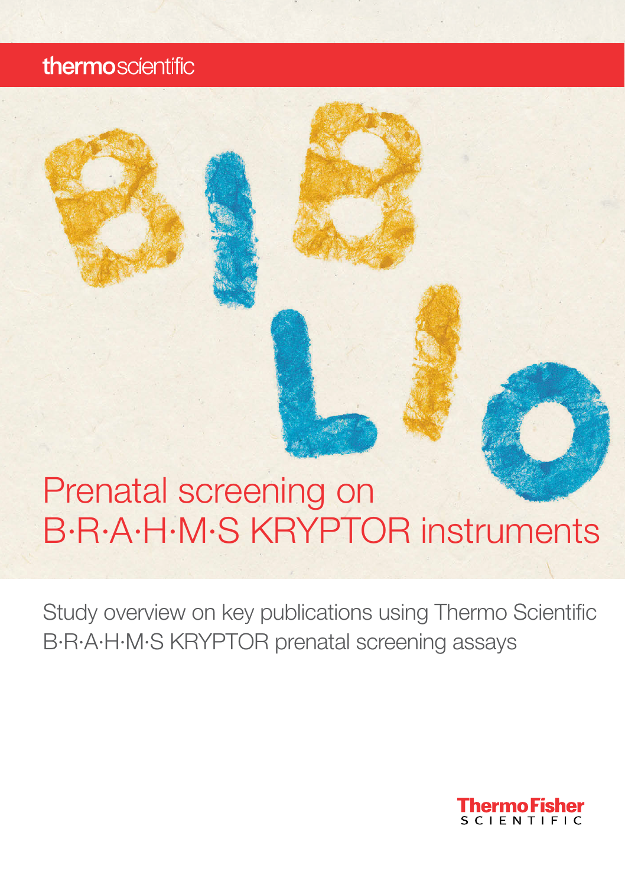thermoscientific

# Prenatal screening on B·R·A·H·M·S KRYPTOR instruments

Study overview on key publications using Thermo Scientific B·R·A·H·M·S KRYPTOR prenatal screening assays

ThermoFisher SCIENTIFIC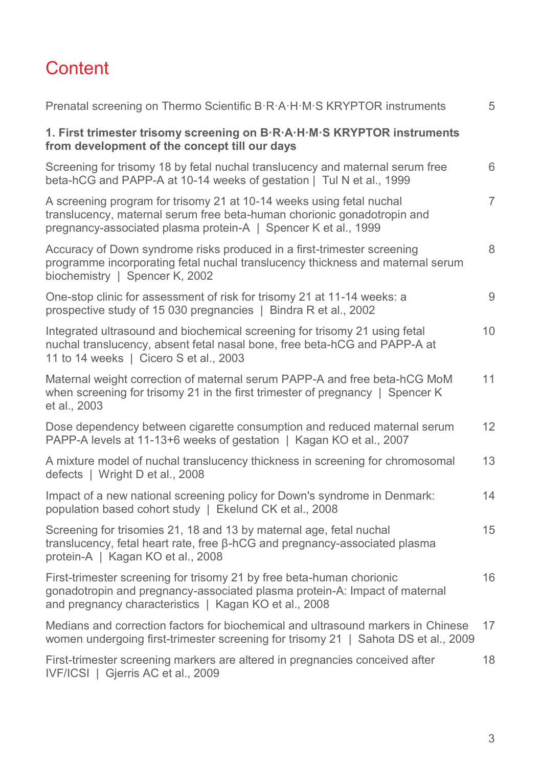# Content

Prenatal screening on Thermo Scientific B·R·A·H·M·S KRYPTOR instruments 5

**1. First trimester trisomy screening on B·R·A·H·M·S KRYPTOR instruments from development of the concept till our days**

Screening for trisomy 18 by fetal nuchal translucency and maternal serum free beta-hCG and PAPP-A at 10-14 weeks of gestation | Tul N et al., 1999 6

A screening program for trisomy 21 at 10-14 weeks using fetal nuchal translucency, maternal serum free beta-human chorionic gonadotropin and pregnancy-associated plasma protein-A | Spencer K et al., 1999 7

Accuracy of Down syndrome risks produced in a first-trimester screening programme incorporating fetal nuchal translucency thickness and maternal serum biochemistry | Spencer K, 2002 8

One-stop clinic for assessment of risk for trisomy 21 at 11-14 weeks: a prospective study of 15 030 pregnancies | Bindra R et al., 2002 9

Integrated ultrasound and biochemical screening for trisomy 21 using fetal nuchal translucency, absent fetal nasal bone, free beta-hCG and PAPP-A at 11 to 14 weeks | Cicero S et al., 2003 10

Maternal weight correction of maternal serum PAPP-A and free beta-hCG MoM when screening for trisomy 21 in the first trimester of pregnancy | Spencer K et al., 2003 11

Dose dependency between cigarette consumption and reduced maternal serum PAPP-A levels at 11-13+6 weeks of gestation | Kagan KO et al., 2007 12

A mixture model of nuchal translucency thickness in screening for chromosomal defects | Wright D et al., 2008 13

Impact of a new national screening policy for Down's syndrome in Denmark: population based cohort study | Ekelund CK et al., 2008 14

Screening for trisomies 21, 18 and 13 by maternal age, fetal nuchal translucency, fetal heart rate, free β-hCG and pregnancy-associated plasma protein-A | Kagan KO et al., 2008 15

First-trimester screening for trisomy 21 by free beta-human chorionic gonadotropin and pregnancy-associated plasma protein-A: Impact of maternal and pregnancy characteristics | Kagan KO et al., 2008 16

Medians and correction factors for biochemical and ultrasound markers in Chinese women undergoing first-trimester screening for trisomy 21 | Sahota DS et al., 2009 17

First-trimester screening markers are altered in pregnancies conceived after IVF/ICSI | Gjerris AC et al., 2009 18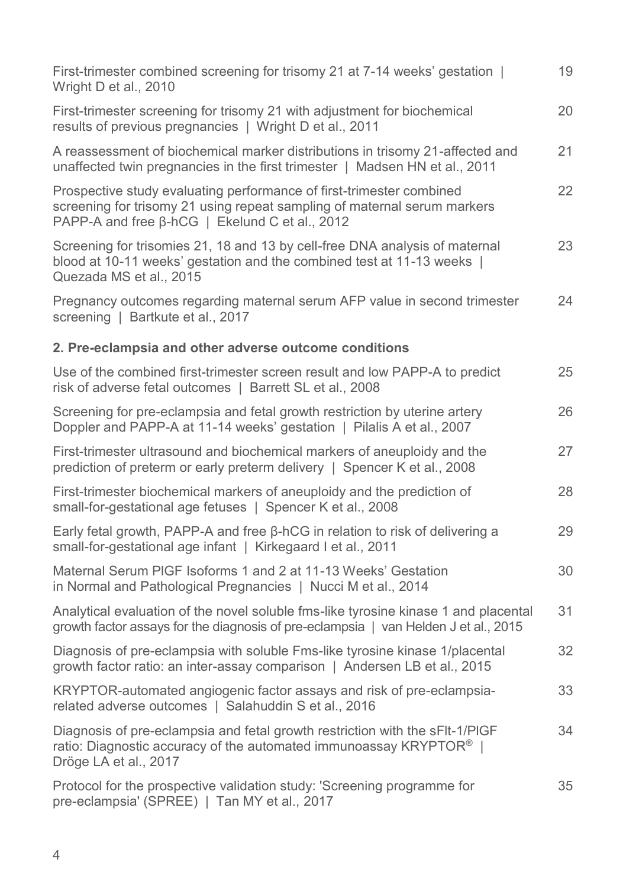First-trimester combined screening for trisomy 21 at 7-14 weeks' gestation | Wright D et al., 2010 — 19

First-trimester screening for trisomy 21 with adjustment for biochemical results of previous pregnancies | Wright D et al., 2011 — 20

A reassessment of biochemical marker distributions in trisomy 21-affected and unaffected twin pregnancies in the first trimester | Madsen HN et al., 2011 — 21

Prospective study evaluating performance of first-trimester combined screening for trisomy 21 using repeat sampling of maternal serum markers PAPP-A and free β-hCG | Ekelund C et al., 2012 — 22

Screening for trisomies 21, 18 and 13 by cell-free DNA analysis of maternal blood at 10-11 weeks' gestation and the combined test at 11-13 weeks | Quezada MS et al., 2015 — 23

Pregnancy outcomes regarding maternal serum AFP value in second trimester screening | Bartkute et al., 2017 — 24

## 2. Pre-eclampsia and other adverse outcome conditions

Use of the combined first-trimester screen result and low PAPP-A to predict risk of adverse fetal outcomes | Barrett SL et al., 2008 — 25

Screening for pre-eclampsia and fetal growth restriction by uterine artery Doppler and PAPP-A at 11-14 weeks' gestation | Pilalis A et al., 2007 — 26

First-trimester ultrasound and biochemical markers of aneuploidy and the prediction of preterm or early preterm delivery | Spencer K et al., 2008 — 27

First-trimester biochemical markers of aneuploidy and the prediction of small-for-gestational age fetuses | Spencer K et al., 2008 — 28

Early fetal growth, PAPP-A and free β-hCG in relation to risk of delivering a small-for-gestational age infant | Kirkegaard I et al., 2011 — 29

Maternal Serum PlGF Isoforms 1 and 2 at 11-13 Weeks' Gestation in Normal and Pathological Pregnancies | Nucci M et al., 2014 — 30

Analytical evaluation of the novel soluble fms-like tyrosine kinase 1 and placental growth factor assays for the diagnosis of pre-eclampsia | van Helden J et al., 2015 — 31

Diagnosis of pre-eclampsia with soluble Fms-like tyrosine kinase 1/placental growth factor ratio: an inter-assay comparison | Andersen LB et al., 2015 — 32

KRYPTOR-automated angiogenic factor assays and risk of pre-eclampsia-related adverse outcomes | Salahuddin S et al., 2016 — 33

Diagnosis of pre-eclampsia and fetal growth restriction with the sFlt-1/PlGF ratio: Diagnostic accuracy of the automated immunoassay KRYPTOR® | Dröge LA et al., 2017 — 34

Protocol for the prospective validation study: 'Screening programme for pre-eclampsia' (SPREE) | Tan MY et al., 2017 — 35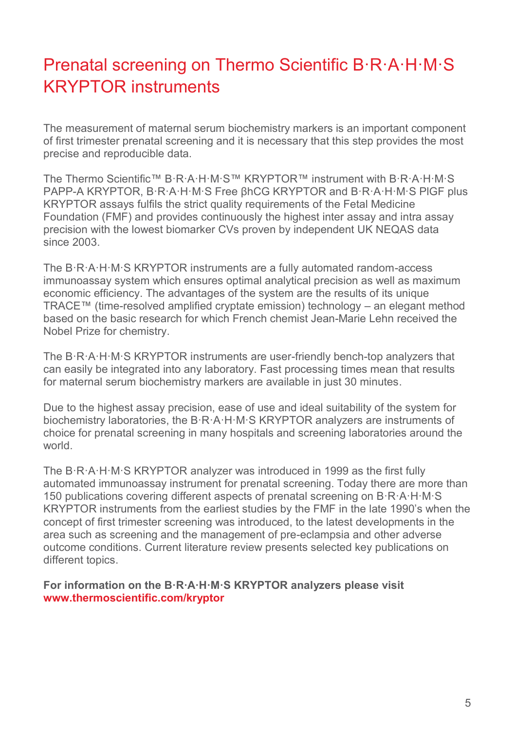# Prenatal screening on Thermo Scientific B·R·A·H·M·S KRYPTOR instruments

The measurement of maternal serum biochemistry markers is an important component of first trimester prenatal screening and it is necessary that this step provides the most precise and reproducible data.

The Thermo Scientific™ B·R·A·H·M·S™ KRYPTOR™ instrument with B·R·A·H·M·S PAPP-A KRYPTOR, B·R·A·H·M·S Free βhCG KRYPTOR and B·R·A·H·M·S PlGF plus KRYPTOR assays fulfils the strict quality requirements of the Fetal Medicine Foundation (FMF) and provides continuously the highest inter assay and intra assay precision with the lowest biomarker CVs proven by independent UK NEQAS data since 2003.

The B·R·A·H·M·S KRYPTOR instruments are a fully automated random-access immunoassay system which ensures optimal analytical precision as well as maximum economic efficiency. The advantages of the system are the results of its unique TRACE™ (time-resolved amplified cryptate emission) technology – an elegant method based on the basic research for which French chemist Jean-Marie Lehn received the Nobel Prize for chemistry.

The B·R·A·H·M·S KRYPTOR instruments are user-friendly bench-top analyzers that can easily be integrated into any laboratory. Fast processing times mean that results for maternal serum biochemistry markers are available in just 30 minutes.

Due to the highest assay precision, ease of use and ideal suitability of the system for biochemistry laboratories, the B·R·A·H·M·S KRYPTOR analyzers are instruments of choice for prenatal screening in many hospitals and screening laboratories around the world.

The B·R·A·H·M·S KRYPTOR analyzer was introduced in 1999 as the first fully automated immunoassay instrument for prenatal screening. Today there are more than 150 publications covering different aspects of prenatal screening on B·R·A·H·M·S KRYPTOR instruments from the earliest studies by the FMF in the late 1990's when the concept of first trimester screening was introduced, to the latest developments in the area such as screening and the management of pre-eclampsia and other adverse outcome conditions. Current literature review presents selected key publications on different topics.

**For information on the B·R·A·H·M·S KRYPTOR analyzers please visit www.thermoscientific.com/kryptor**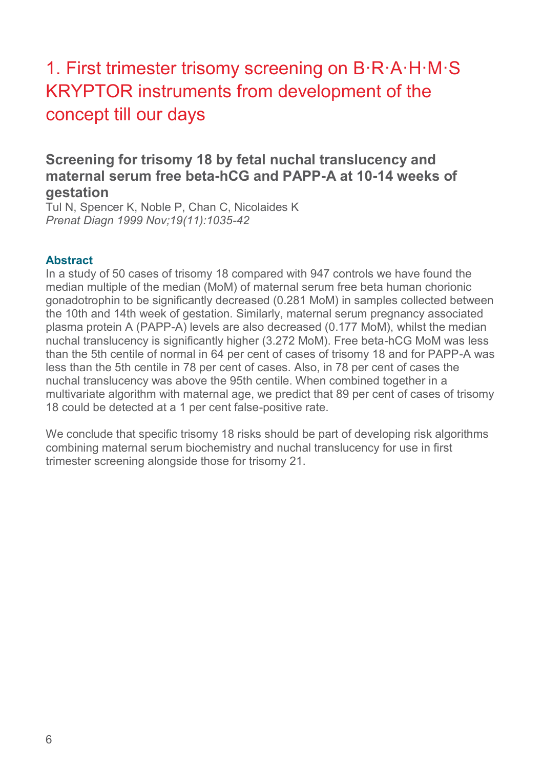# 1. First trimester trisomy screening on B·R·A·H·M·S KRYPTOR instruments from development of the concept till our days

## Screening for trisomy 18 by fetal nuchal translucency and maternal serum free beta-hCG and PAPP-A at 10-14 weeks of gestation

Tul N, Spencer K, Noble P, Chan C, Nicolaides K
*Prenat Diagn 1999 Nov;19(11):1035-42*

### Abstract

In a study of 50 cases of trisomy 18 compared with 947 controls we have found the median multiple of the median (MoM) of maternal serum free beta human chorionic gonadotrophin to be significantly decreased (0.281 MoM) in samples collected between the 10th and 14th week of gestation. Similarly, maternal serum pregnancy associated plasma protein A (PAPP-A) levels are also decreased (0.177 MoM), whilst the median nuchal translucency is significantly higher (3.272 MoM). Free beta-hCG MoM was less than the 5th centile of normal in 64 per cent of cases of trisomy 18 and for PAPP-A was less than the 5th centile in 78 per cent of cases. Also, in 78 per cent of cases the nuchal translucency was above the 95th centile. When combined together in a multivariate algorithm with maternal age, we predict that 89 per cent of cases of trisomy 18 could be detected at a 1 per cent false-positive rate.

We conclude that specific trisomy 18 risks should be part of developing risk algorithms combining maternal serum biochemistry and nuchal translucency for use in first trimester screening alongside those for trisomy 21.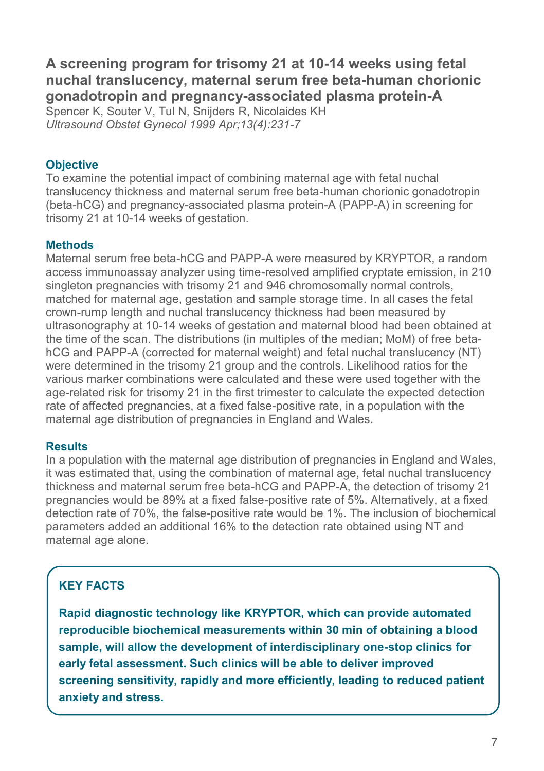## A screening program for trisomy 21 at 10-14 weeks using fetal nuchal translucency, maternal serum free beta-human chorionic gonadotropin and pregnancy-associated plasma protein-A

Spencer K, Souter V, Tul N, Snijders R, Nicolaides KH
*Ultrasound Obstet Gynecol 1999 Apr;13(4):231-7*

### Objective

To examine the potential impact of combining maternal age with fetal nuchal translucency thickness and maternal serum free beta-human chorionic gonadotropin (beta-hCG) and pregnancy-associated plasma protein-A (PAPP-A) in screening for trisomy 21 at 10-14 weeks of gestation.

### Methods

Maternal serum free beta-hCG and PAPP-A were measured by KRYPTOR, a random access immunoassay analyzer using time-resolved amplified cryptate emission, in 210 singleton pregnancies with trisomy 21 and 946 chromosomally normal controls, matched for maternal age, gestation and sample storage time. In all cases the fetal crown-rump length and nuchal translucency thickness had been measured by ultrasonography at 10-14 weeks of gestation and maternal blood had been obtained at the time of the scan. The distributions (in multiples of the median; MoM) of free beta-hCG and PAPP-A (corrected for maternal weight) and fetal nuchal translucency (NT) were determined in the trisomy 21 group and the controls. Likelihood ratios for the various marker combinations were calculated and these were used together with the age-related risk for trisomy 21 in the first trimester to calculate the expected detection rate of affected pregnancies, at a fixed false-positive rate, in a population with the maternal age distribution of pregnancies in England and Wales.

### Results

In a population with the maternal age distribution of pregnancies in England and Wales, it was estimated that, using the combination of maternal age, fetal nuchal translucency thickness and maternal serum free beta-hCG and PAPP-A, the detection of trisomy 21 pregnancies would be 89% at a fixed false-positive rate of 5%. Alternatively, at a fixed detection rate of 70%, the false-positive rate would be 1%. The inclusion of biochemical parameters added an additional 16% to the detection rate obtained using NT and maternal age alone.

### KEY FACTS

**Rapid diagnostic technology like KRYPTOR, which can provide automated reproducible biochemical measurements within 30 min of obtaining a blood sample, will allow the development of interdisciplinary one-stop clinics for early fetal assessment. Such clinics will be able to deliver improved screening sensitivity, rapidly and more efficiently, leading to reduced patient anxiety and stress.**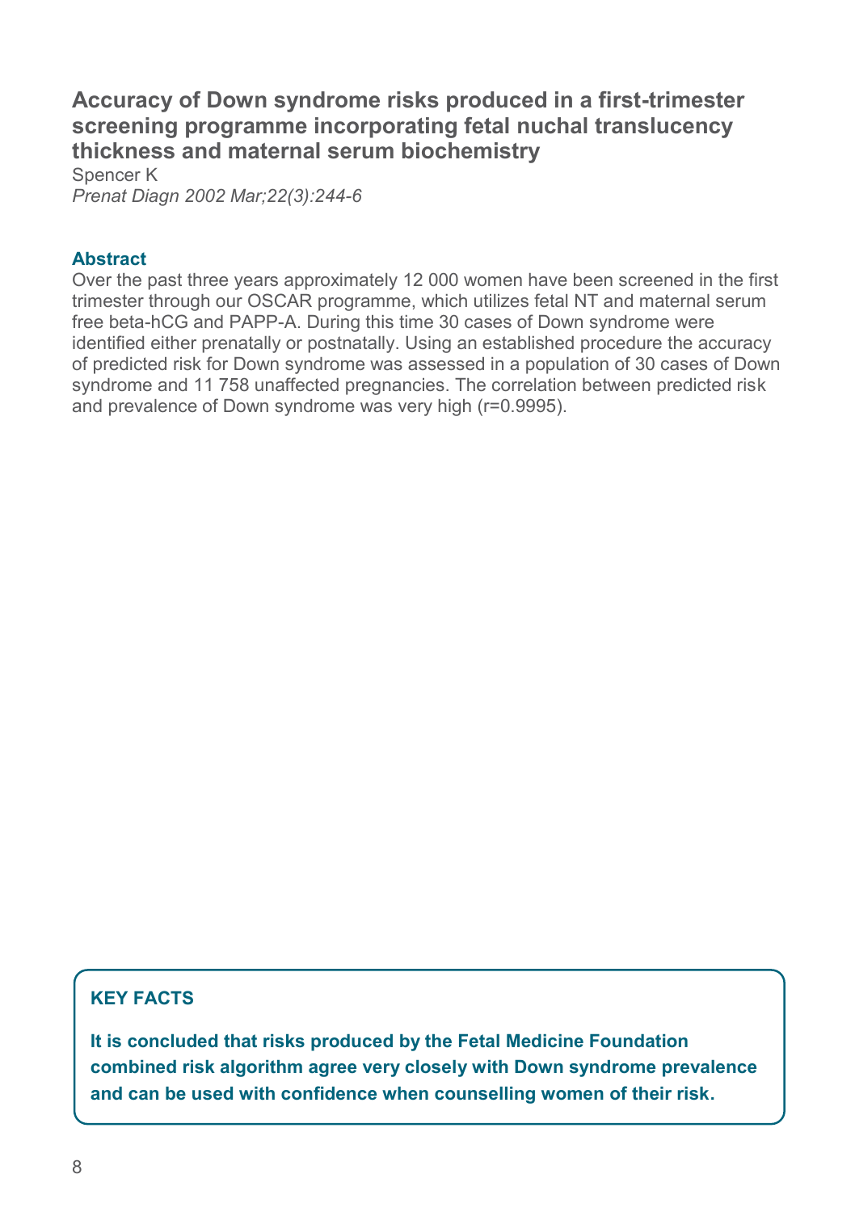## Accuracy of Down syndrome risks produced in a first-trimester screening programme incorporating fetal nuchal translucency thickness and maternal serum biochemistry

Spencer K

*Prenat Diagn 2002 Mar;22(3):244-6*

### Abstract

Over the past three years approximately 12 000 women have been screened in the first trimester through our OSCAR programme, which utilizes fetal NT and maternal serum free beta-hCG and PAPP-A. During this time 30 cases of Down syndrome were identified either prenatally or postnatally. Using an established procedure the accuracy of predicted risk for Down syndrome was assessed in a population of 30 cases of Down syndrome and 11 758 unaffected pregnancies. The correlation between predicted risk and prevalence of Down syndrome was very high ($r=0.9995$).

### KEY FACTS

**It is concluded that risks produced by the Fetal Medicine Foundation combined risk algorithm agree very closely with Down syndrome prevalence and can be used with confidence when counselling women of their risk.**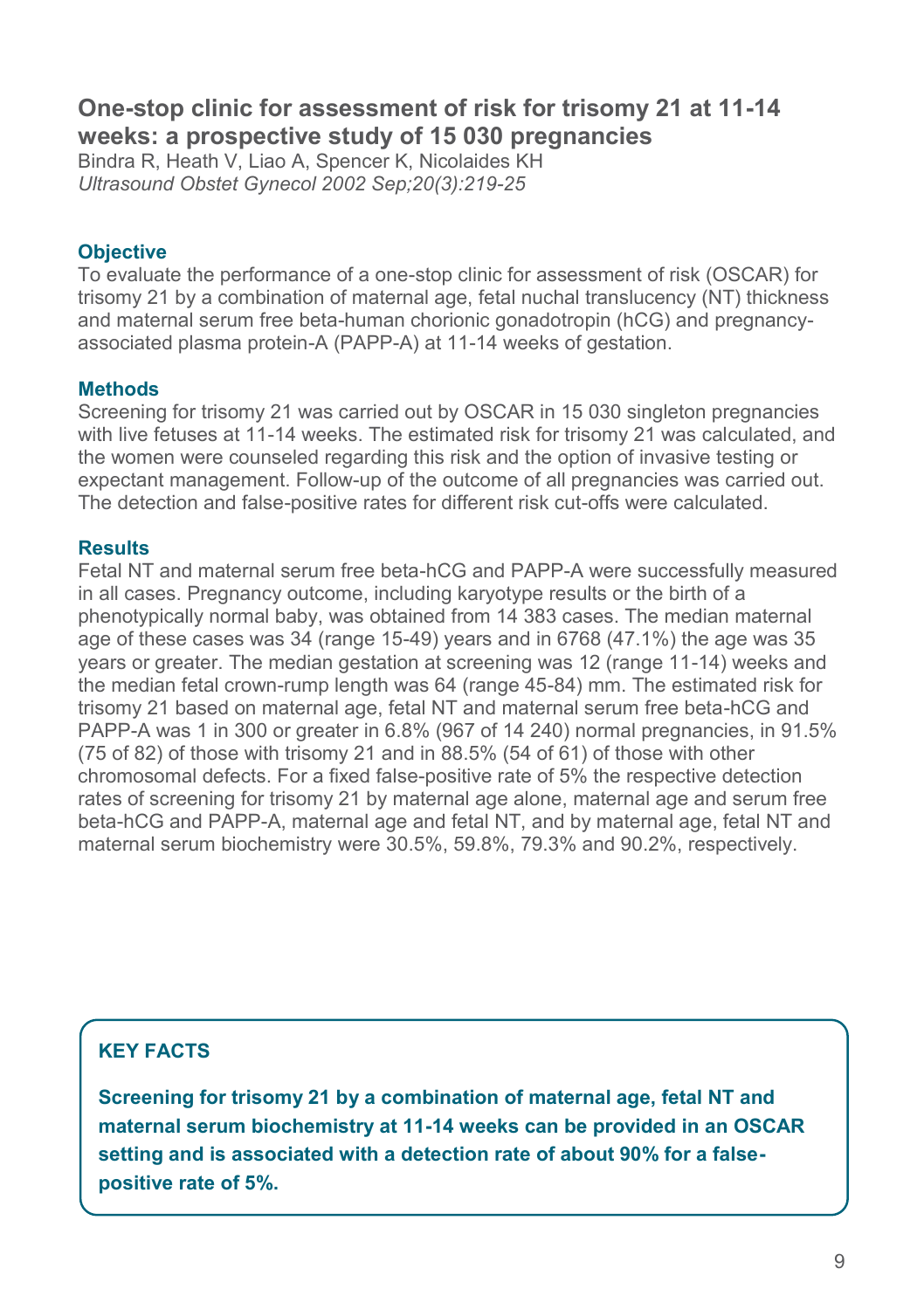## One-stop clinic for assessment of risk for trisomy 21 at 11-14 weeks: a prospective study of 15 030 pregnancies

Bindra R, Heath V, Liao A, Spencer K, Nicolaides KH
*Ultrasound Obstet Gynecol 2002 Sep;20(3):219-25*

### Objective

To evaluate the performance of a one-stop clinic for assessment of risk (OSCAR) for trisomy 21 by a combination of maternal age, fetal nuchal translucency (NT) thickness and maternal serum free beta-human chorionic gonadotropin (hCG) and pregnancy-associated plasma protein-A (PAPP-A) at 11-14 weeks of gestation.

### Methods

Screening for trisomy 21 was carried out by OSCAR in 15 030 singleton pregnancies with live fetuses at 11-14 weeks. The estimated risk for trisomy 21 was calculated, and the women were counseled regarding this risk and the option of invasive testing or expectant management. Follow-up of the outcome of all pregnancies was carried out. The detection and false-positive rates for different risk cut-offs were calculated.

### Results

Fetal NT and maternal serum free beta-hCG and PAPP-A were successfully measured in all cases. Pregnancy outcome, including karyotype results or the birth of a phenotypically normal baby, was obtained from 14 383 cases. The median maternal age of these cases was 34 (range 15-49) years and in 6768 (47.1%) the age was 35 years or greater. The median gestation at screening was 12 (range 11-14) weeks and the median fetal crown-rump length was 64 (range 45-84) mm. The estimated risk for trisomy 21 based on maternal age, fetal NT and maternal serum free beta-hCG and PAPP-A was 1 in 300 or greater in 6.8% (967 of 14 240) normal pregnancies, in 91.5% (75 of 82) of those with trisomy 21 and in 88.5% (54 of 61) of those with other chromosomal defects. For a fixed false-positive rate of 5% the respective detection rates of screening for trisomy 21 by maternal age alone, maternal age and serum free beta-hCG and PAPP-A, maternal age and fetal NT, and by maternal age, fetal NT and maternal serum biochemistry were 30.5%, 59.8%, 79.3% and 90.2%, respectively.

**KEY FACTS**

**Screening for trisomy 21 by a combination of maternal age, fetal NT and maternal serum biochemistry at 11-14 weeks can be provided in an OSCAR setting and is associated with a detection rate of about 90% for a false-positive rate of 5%.**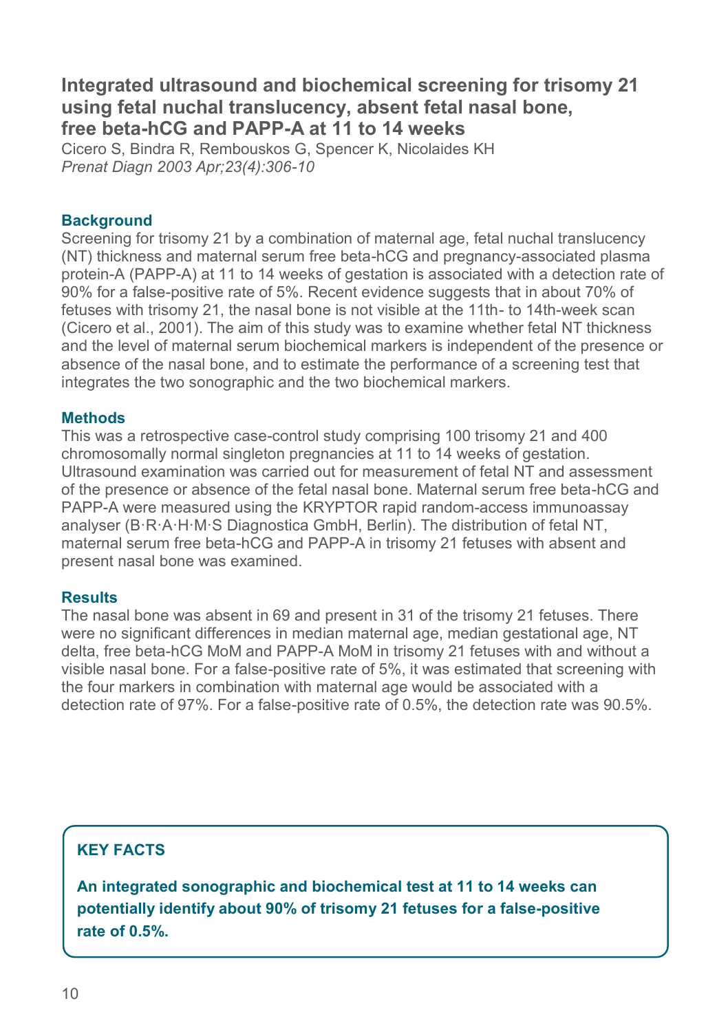## Integrated ultrasound and biochemical screening for trisomy 21 using fetal nuchal translucency, absent fetal nasal bone, free beta-hCG and PAPP-A at 11 to 14 weeks

Cicero S, Bindra R, Rembouskos G, Spencer K, Nicolaides KH

*Prenat Diagn 2003 Apr;23(4):306-10*

### Background

Screening for trisomy 21 by a combination of maternal age, fetal nuchal translucency (NT) thickness and maternal serum free beta-hCG and pregnancy-associated plasma protein-A (PAPP-A) at 11 to 14 weeks of gestation is associated with a detection rate of 90% for a false-positive rate of 5%. Recent evidence suggests that in about 70% of fetuses with trisomy 21, the nasal bone is not visible at the 11th- to 14th-week scan (Cicero et al., 2001). The aim of this study was to examine whether fetal NT thickness and the level of maternal serum biochemical markers is independent of the presence or absence of the nasal bone, and to estimate the performance of a screening test that integrates the two sonographic and the two biochemical markers.

### Methods

This was a retrospective case-control study comprising 100 trisomy 21 and 400 chromosomally normal singleton pregnancies at 11 to 14 weeks of gestation. Ultrasound examination was carried out for measurement of fetal NT and assessment of the presence or absence of the fetal nasal bone. Maternal serum free beta-hCG and PAPP-A were measured using the KRYPTOR rapid random-access immunoassay analyser (B·R·A·H·M·S Diagnostica GmbH, Berlin). The distribution of fetal NT, maternal serum free beta-hCG and PAPP-A in trisomy 21 fetuses with absent and present nasal bone was examined.

### Results

The nasal bone was absent in 69 and present in 31 of the trisomy 21 fetuses. There were no significant differences in median maternal age, median gestational age, NT delta, free beta-hCG MoM and PAPP-A MoM in trisomy 21 fetuses with and without a visible nasal bone. For a false-positive rate of 5%, it was estimated that screening with the four markers in combination with maternal age would be associated with a detection rate of 97%. For a false-positive rate of 0.5%, the detection rate was 90.5%.

### KEY FACTS

**An integrated sonographic and biochemical test at 11 to 14 weeks can potentially identify about 90% of trisomy 21 fetuses for a false-positive rate of 0.5%.**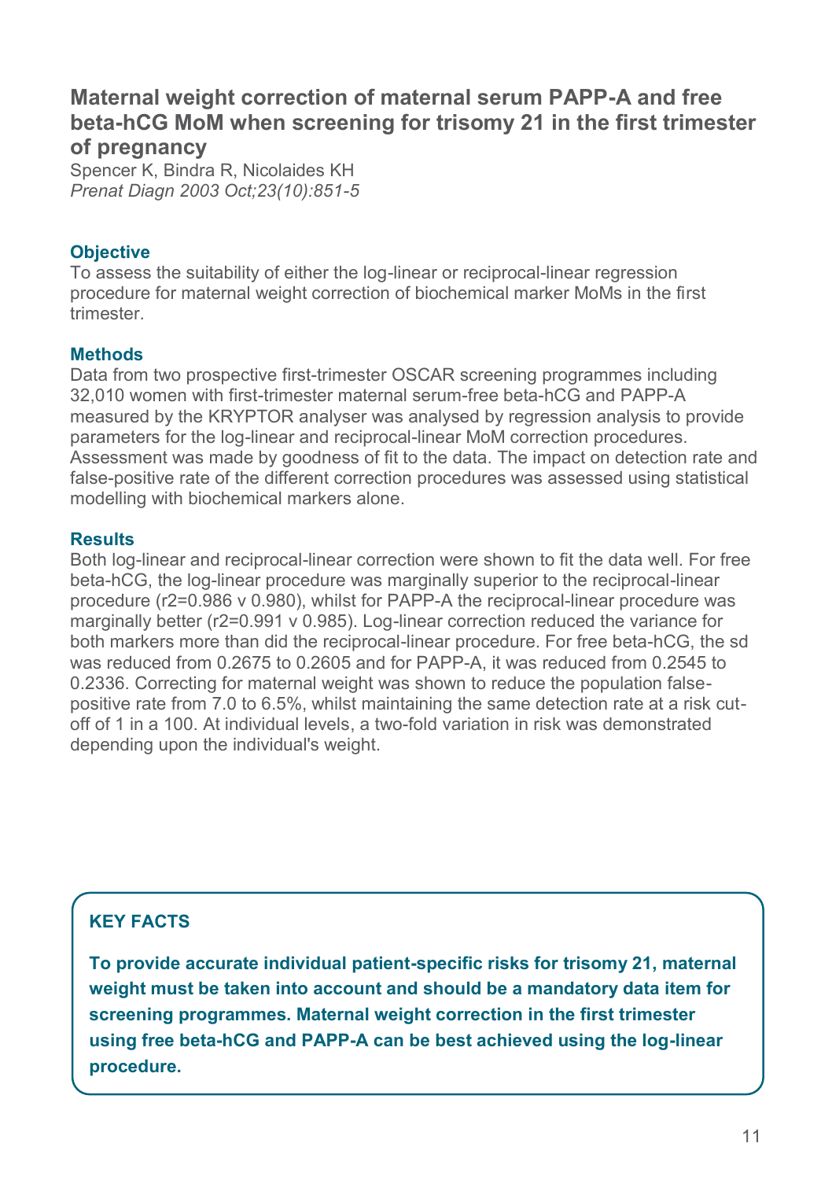## Maternal weight correction of maternal serum PAPP-A and free beta-hCG MoM when screening for trisomy 21 in the first trimester of pregnancy

Spencer K, Bindra R, Nicolaides KH
*Prenat Diagn 2003 Oct;23(10):851-5*

### Objective

To assess the suitability of either the log-linear or reciprocal-linear regression procedure for maternal weight correction of biochemical marker MoMs in the first trimester.

### Methods

Data from two prospective first-trimester OSCAR screening programmes including 32,010 women with first-trimester maternal serum-free beta-hCG and PAPP-A measured by the KRYPTOR analyser was analysed by regression analysis to provide parameters for the log-linear and reciprocal-linear MoM correction procedures. Assessment was made by goodness of fit to the data. The impact on detection rate and false-positive rate of the different correction procedures was assessed using statistical modelling with biochemical markers alone.

### Results

Both log-linear and reciprocal-linear correction were shown to fit the data well. For free beta-hCG, the log-linear procedure was marginally superior to the reciprocal-linear procedure ($r^2$=0.986 v 0.980), whilst for PAPP-A the reciprocal-linear procedure was marginally better ($r^2$=0.991 v 0.985). Log-linear correction reduced the variance for both markers more than did the reciprocal-linear procedure. For free beta-hCG, the sd was reduced from 0.2675 to 0.2605 and for PAPP-A, it was reduced from 0.2545 to 0.2336. Correcting for maternal weight was shown to reduce the population false-positive rate from 7.0 to 6.5%, whilst maintaining the same detection rate at a risk cut-off of 1 in a 100. At individual levels, a two-fold variation in risk was demonstrated depending upon the individual's weight.

### KEY FACTS

**To provide accurate individual patient-specific risks for trisomy 21, maternal weight must be taken into account and should be a mandatory data item for screening programmes. Maternal weight correction in the first trimester using free beta-hCG and PAPP-A can be best achieved using the log-linear procedure.**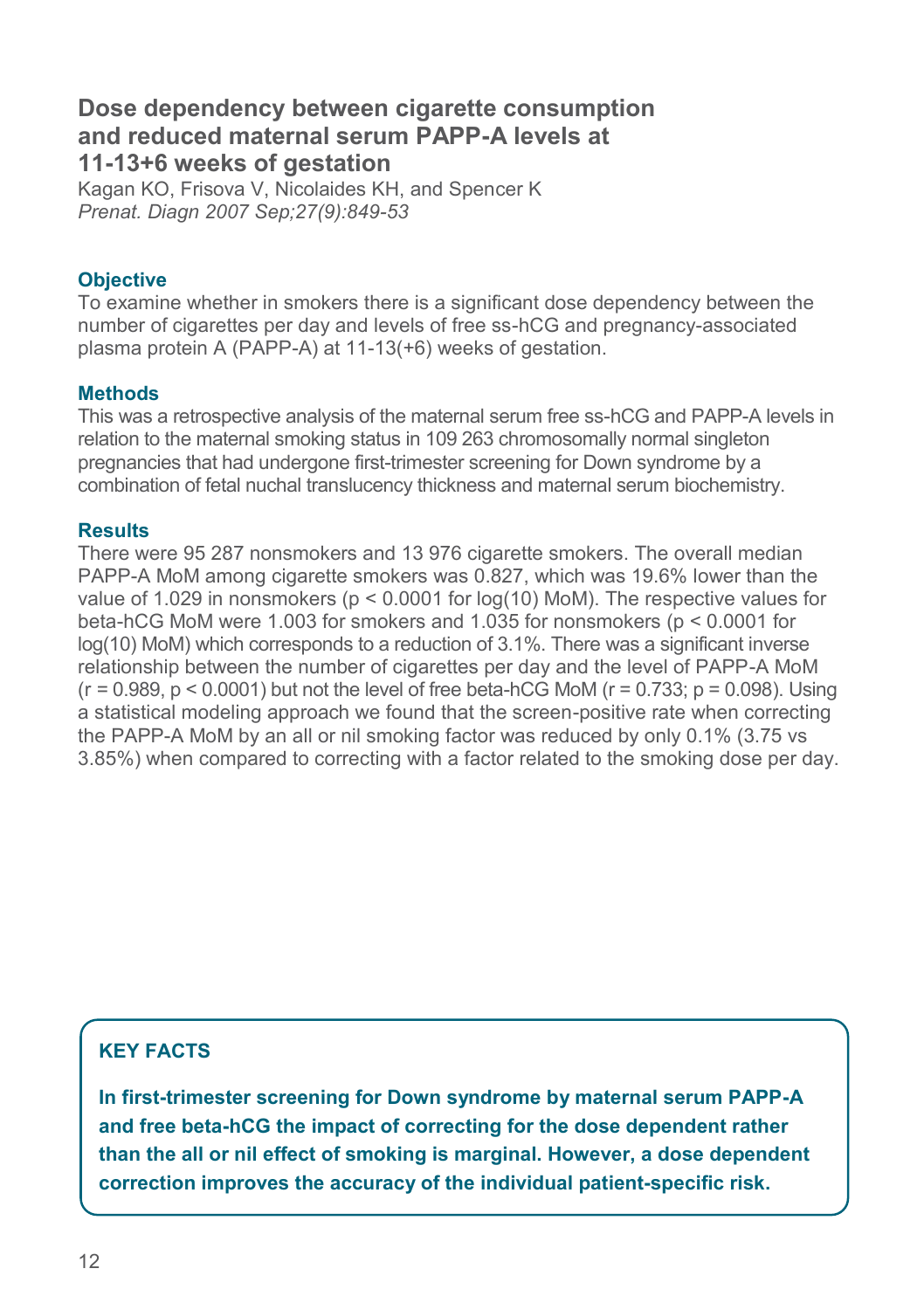# Dose dependency between cigarette consumption and reduced maternal serum PAPP-A levels at 11-13+6 weeks of gestation

Kagan KO, Frisova V, Nicolaides KH, and Spencer K

*Prenat. Diagn 2007 Sep;27(9):849-53*

### Objective

To examine whether in smokers there is a significant dose dependency between the number of cigarettes per day and levels of free ss-hCG and pregnancy-associated plasma protein A (PAPP-A) at 11-13(+6) weeks of gestation.

### Methods

This was a retrospective analysis of the maternal serum free ss-hCG and PAPP-A levels in relation to the maternal smoking status in 109 263 chromosomally normal singleton pregnancies that had undergone first-trimester screening for Down syndrome by a combination of fetal nuchal translucency thickness and maternal serum biochemistry.

### Results

There were 95 287 nonsmokers and 13 976 cigarette smokers. The overall median PAPP-A MoM among cigarette smokers was 0.827, which was 19.6% lower than the value of 1.029 in nonsmokers ($p < 0.0001$ for log(10) MoM). The respective values for beta-hCG MoM were 1.003 for smokers and 1.035 for nonsmokers ($p < 0.0001$ for log(10) MoM) which corresponds to a reduction of 3.1%. There was a significant inverse relationship between the number of cigarettes per day and the level of PAPP-A MoM ($r = 0.989$, $p < 0.0001$) but not the level of free beta-hCG MoM ($r = 0.733$; $p = 0.098$). Using a statistical modeling approach we found that the screen-positive rate when correcting the PAPP-A MoM by an all or nil smoking factor was reduced by only 0.1% (3.75 vs 3.85%) when compared to correcting with a factor related to the smoking dose per day.

### KEY FACTS

**In first-trimester screening for Down syndrome by maternal serum PAPP-A and free beta-hCG the impact of correcting for the dose dependent rather than the all or nil effect of smoking is marginal. However, a dose dependent correction improves the accuracy of the individual patient-specific risk.**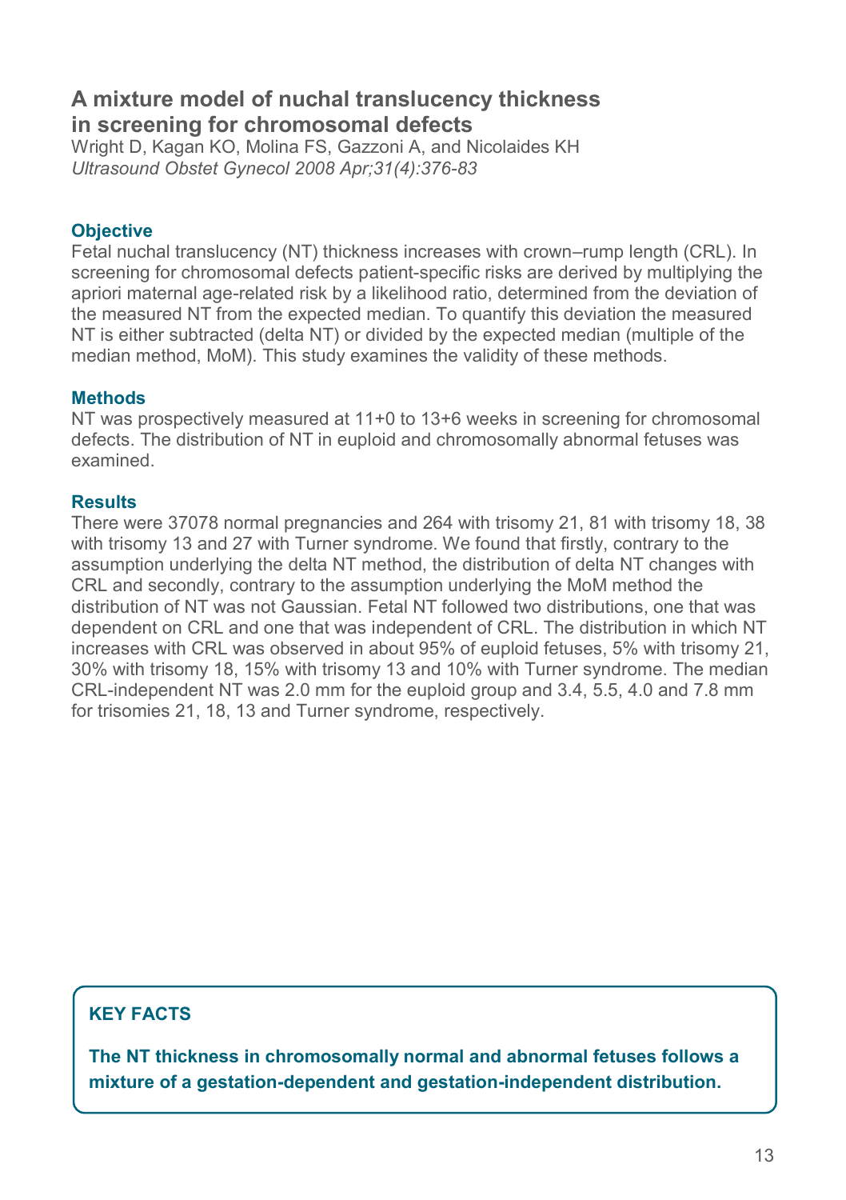## A mixture model of nuchal translucency thickness in screening for chromosomal defects

Wright D, Kagan KO, Molina FS, Gazzoni A, and Nicolaides KH

*Ultrasound Obstet Gynecol 2008 Apr;31(4):376-83*

### Objective

Fetal nuchal translucency (NT) thickness increases with crown–rump length (CRL). In screening for chromosomal defects patient-specific risks are derived by multiplying the apriori maternal age-related risk by a likelihood ratio, determined from the deviation of the measured NT from the expected median. To quantify this deviation the measured NT is either subtracted (delta NT) or divided by the expected median (multiple of the median method, MoM). This study examines the validity of these methods.

### Methods

NT was prospectively measured at 11+0 to 13+6 weeks in screening for chromosomal defects. The distribution of NT in euploid and chromosomally abnormal fetuses was examined.

### Results

There were 37078 normal pregnancies and 264 with trisomy 21, 81 with trisomy 18, 38 with trisomy 13 and 27 with Turner syndrome. We found that firstly, contrary to the assumption underlying the delta NT method, the distribution of delta NT changes with CRL and secondly, contrary to the assumption underlying the MoM method the distribution of NT was not Gaussian. Fetal NT followed two distributions, one that was dependent on CRL and one that was independent of CRL. The distribution in which NT increases with CRL was observed in about 95% of euploid fetuses, 5% with trisomy 21, 30% with trisomy 18, 15% with trisomy 13 and 10% with Turner syndrome. The median CRL-independent NT was 2.0 mm for the euploid group and 3.4, 5.5, 4.0 and 7.8 mm for trisomies 21, 18, 13 and Turner syndrome, respectively.

### KEY FACTS

**The NT thickness in chromosomally normal and abnormal fetuses follows a mixture of a gestation-dependent and gestation-independent distribution.**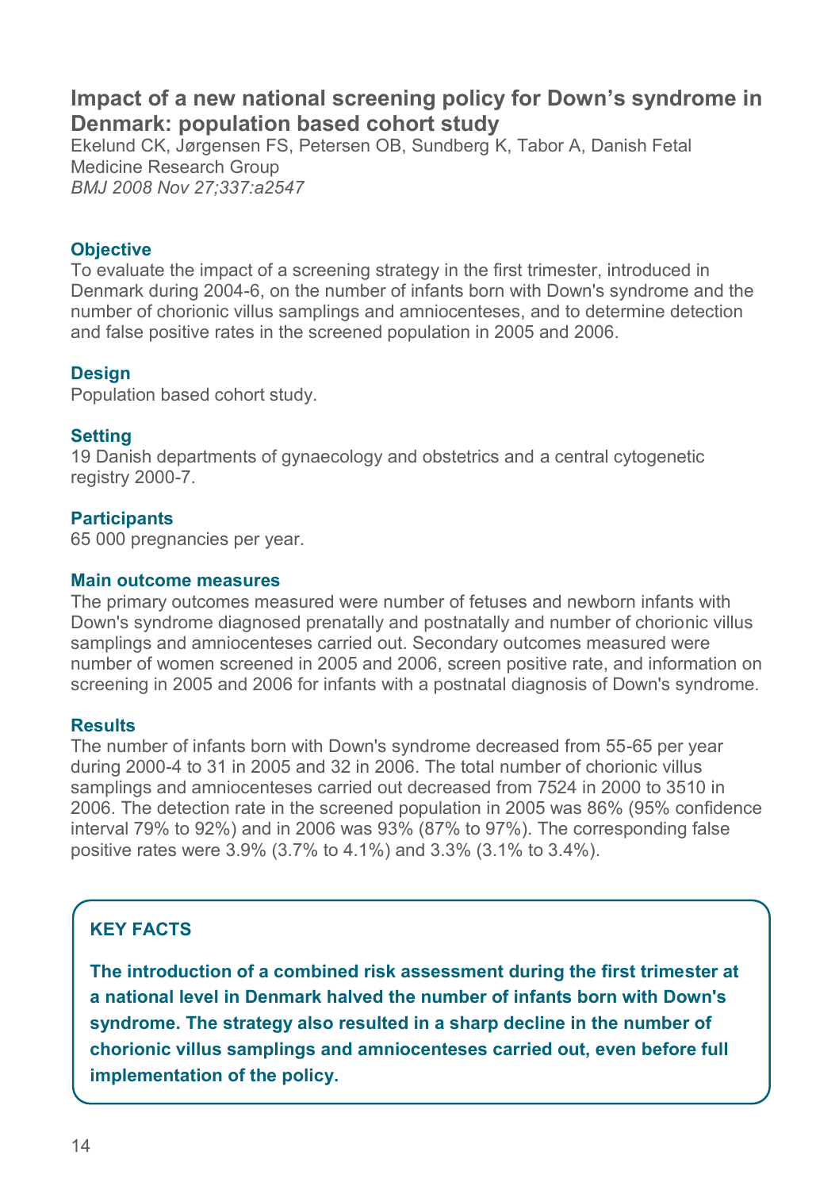## Impact of a new national screening policy for Down's syndrome in Denmark: population based cohort study

Ekelund CK, Jørgensen FS, Petersen OB, Sundberg K, Tabor A, Danish Fetal Medicine Research Group
*BMJ 2008 Nov 27;337:a2547*

### Objective

To evaluate the impact of a screening strategy in the first trimester, introduced in Denmark during 2004-6, on the number of infants born with Down's syndrome and the number of chorionic villus samplings and amniocenteses, and to determine detection and false positive rates in the screened population in 2005 and 2006.

### Design

Population based cohort study.

### Setting

19 Danish departments of gynaecology and obstetrics and a central cytogenetic registry 2000-7.

### Participants

65 000 pregnancies per year.

### Main outcome measures

The primary outcomes measured were number of fetuses and newborn infants with Down's syndrome diagnosed prenatally and postnatally and number of chorionic villus samplings and amniocenteses carried out. Secondary outcomes measured were number of women screened in 2005 and 2006, screen positive rate, and information on screening in 2005 and 2006 for infants with a postnatal diagnosis of Down's syndrome.

### Results

The number of infants born with Down's syndrome decreased from 55-65 per year during 2000-4 to 31 in 2005 and 32 in 2006. The total number of chorionic villus samplings and amniocenteses carried out decreased from 7524 in 2000 to 3510 in 2006. The detection rate in the screened population in 2005 was 86% (95% confidence interval 79% to 92%) and in 2006 was 93% (87% to 97%). The corresponding false positive rates were 3.9% (3.7% to 4.1%) and 3.3% (3.1% to 3.4%).

### KEY FACTS

**The introduction of a combined risk assessment during the first trimester at a national level in Denmark halved the number of infants born with Down's syndrome. The strategy also resulted in a sharp decline in the number of chorionic villus samplings and amniocenteses carried out, even before full implementation of the policy.**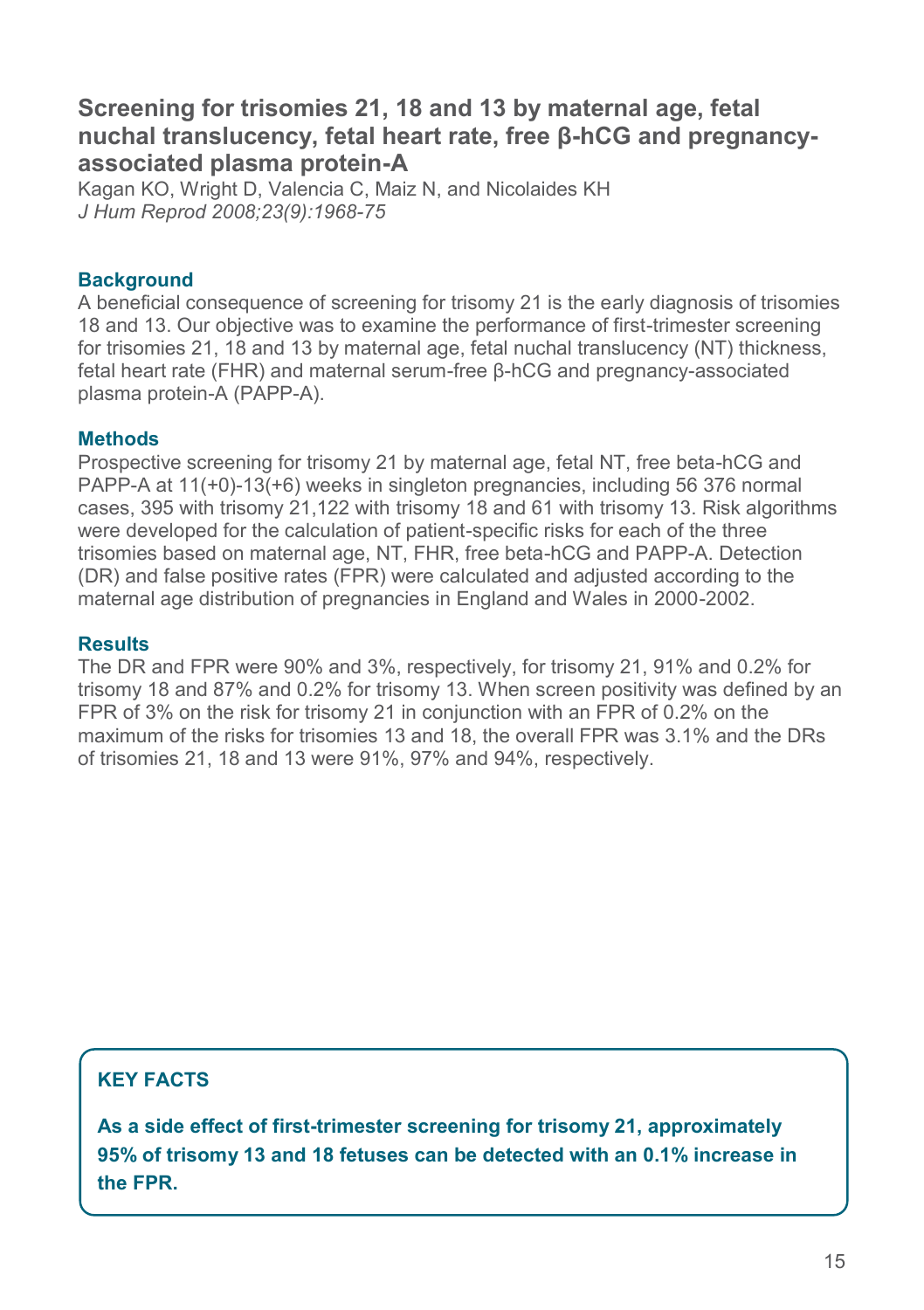## Screening for trisomies 21, 18 and 13 by maternal age, fetal nuchal translucency, fetal heart rate, free β-hCG and pregnancy-associated plasma protein-A

Kagan KO, Wright D, Valencia C, Maiz N, and Nicolaides KH
*J Hum Reprod 2008;23(9):1968-75*

### Background

A beneficial consequence of screening for trisomy 21 is the early diagnosis of trisomies 18 and 13. Our objective was to examine the performance of first-trimester screening for trisomies 21, 18 and 13 by maternal age, fetal nuchal translucency (NT) thickness, fetal heart rate (FHR) and maternal serum-free β-hCG and pregnancy-associated plasma protein-A (PAPP-A).

### Methods

Prospective screening for trisomy 21 by maternal age, fetal NT, free beta-hCG and PAPP-A at 11(+0)-13(+6) weeks in singleton pregnancies, including 56 376 normal cases, 395 with trisomy 21,122 with trisomy 18 and 61 with trisomy 13. Risk algorithms were developed for the calculation of patient-specific risks for each of the three trisomies based on maternal age, NT, FHR, free beta-hCG and PAPP-A. Detection (DR) and false positive rates (FPR) were calculated and adjusted according to the maternal age distribution of pregnancies in England and Wales in 2000-2002.

### Results

The DR and FPR were 90% and 3%, respectively, for trisomy 21, 91% and 0.2% for trisomy 18 and 87% and 0.2% for trisomy 13. When screen positivity was defined by an FPR of 3% on the risk for trisomy 21 in conjunction with an FPR of 0.2% on the maximum of the risks for trisomies 13 and 18, the overall FPR was 3.1% and the DRs of trisomies 21, 18 and 13 were 91%, 97% and 94%, respectively.

**KEY FACTS**

**As a side effect of first-trimester screening for trisomy 21, approximately 95% of trisomy 13 and 18 fetuses can be detected with an 0.1% increase in the FPR.**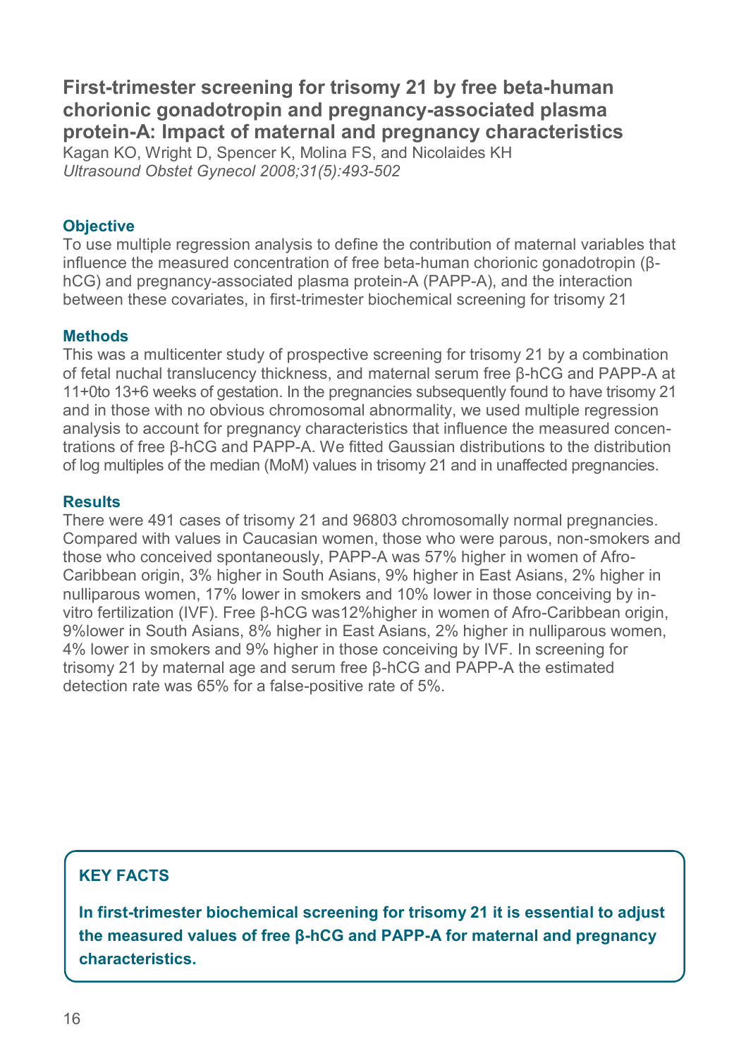## First-trimester screening for trisomy 21 by free beta-human chorionic gonadotropin and pregnancy-associated plasma protein-A: Impact of maternal and pregnancy characteristics

Kagan KO, Wright D, Spencer K, Molina FS, and Nicolaides KH
*Ultrasound Obstet Gynecol 2008;31(5):493-502*

### Objective

To use multiple regression analysis to define the contribution of maternal variables that influence the measured concentration of free beta-human chorionic gonadotropin (β-hCG) and pregnancy-associated plasma protein-A (PAPP-A), and the interaction between these covariates, in first-trimester biochemical screening for trisomy 21

### Methods

This was a multicenter study of prospective screening for trisomy 21 by a combination of fetal nuchal translucency thickness, and maternal serum free β-hCG and PAPP-A at 11+0to 13+6 weeks of gestation. In the pregnancies subsequently found to have trisomy 21 and in those with no obvious chromosomal abnormality, we used multiple regression analysis to account for pregnancy characteristics that influence the measured concentrations of free β-hCG and PAPP-A. We fitted Gaussian distributions to the distribution of log multiples of the median (MoM) values in trisomy 21 and in unaffected pregnancies.

### Results

There were 491 cases of trisomy 21 and 96803 chromosomally normal pregnancies. Compared with values in Caucasian women, those who were parous, non-smokers and those who conceived spontaneously, PAPP-A was 57% higher in women of Afro-Caribbean origin, 3% higher in South Asians, 9% higher in East Asians, 2% higher in nulliparous women, 17% lower in smokers and 10% lower in those conceiving by in-vitro fertilization (IVF). Free β-hCG was12%higher in women of Afro-Caribbean origin, 9%lower in South Asians, 8% higher in East Asians, 2% higher in nulliparous women, 4% lower in smokers and 9% higher in those conceiving by IVF. In screening for trisomy 21 by maternal age and serum free β-hCG and PAPP-A the estimated detection rate was 65% for a false-positive rate of 5%.

### KEY FACTS

**In first-trimester biochemical screening for trisomy 21 it is essential to adjust the measured values of free β-hCG and PAPP-A for maternal and pregnancy characteristics.**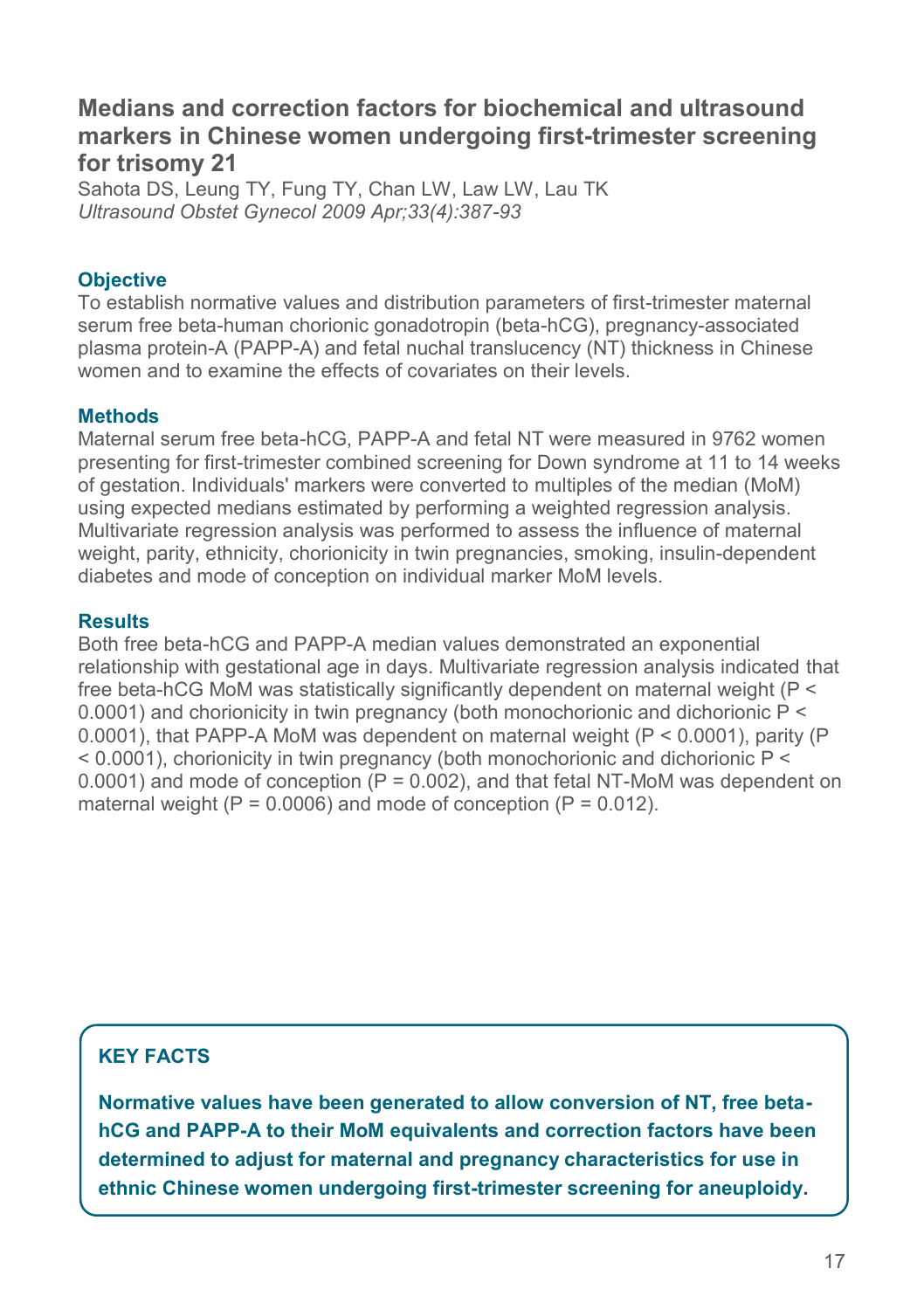## Medians and correction factors for biochemical and ultrasound markers in Chinese women undergoing first-trimester screening for trisomy 21

Sahota DS, Leung TY, Fung TY, Chan LW, Law LW, Lau TK
*Ultrasound Obstet Gynecol 2009 Apr;33(4):387-93*

### Objective

To establish normative values and distribution parameters of first-trimester maternal serum free beta-human chorionic gonadotropin (beta-hCG), pregnancy-associated plasma protein-A (PAPP-A) and fetal nuchal translucency (NT) thickness in Chinese women and to examine the effects of covariates on their levels.

### Methods

Maternal serum free beta-hCG, PAPP-A and fetal NT were measured in 9762 women presenting for first-trimester combined screening for Down syndrome at 11 to 14 weeks of gestation. Individuals' markers were converted to multiples of the median (MoM) using expected medians estimated by performing a weighted regression analysis. Multivariate regression analysis was performed to assess the influence of maternal weight, parity, ethnicity, chorionicity in twin pregnancies, smoking, insulin-dependent diabetes and mode of conception on individual marker MoM levels.

### Results

Both free beta-hCG and PAPP-A median values demonstrated an exponential relationship with gestational age in days. Multivariate regression analysis indicated that free beta-hCG MoM was statistically significantly dependent on maternal weight ($P < 0.0001$) and chorionicity in twin pregnancy (both monochorionic and dichorionic $P < 0.0001$), that PAPP-A MoM was dependent on maternal weight ($P < 0.0001$), parity ($P < 0.0001$), chorionicity in twin pregnancy (both monochorionic and dichorionic $P < 0.0001$) and mode of conception ($P = 0.002$), and that fetal NT-MoM was dependent on maternal weight ($P = 0.0006$) and mode of conception ($P = 0.012$).

### KEY FACTS

**Normative values have been generated to allow conversion of NT, free beta-hCG and PAPP-A to their MoM equivalents and correction factors have been determined to adjust for maternal and pregnancy characteristics for use in ethnic Chinese women undergoing first-trimester screening for aneuploidy.**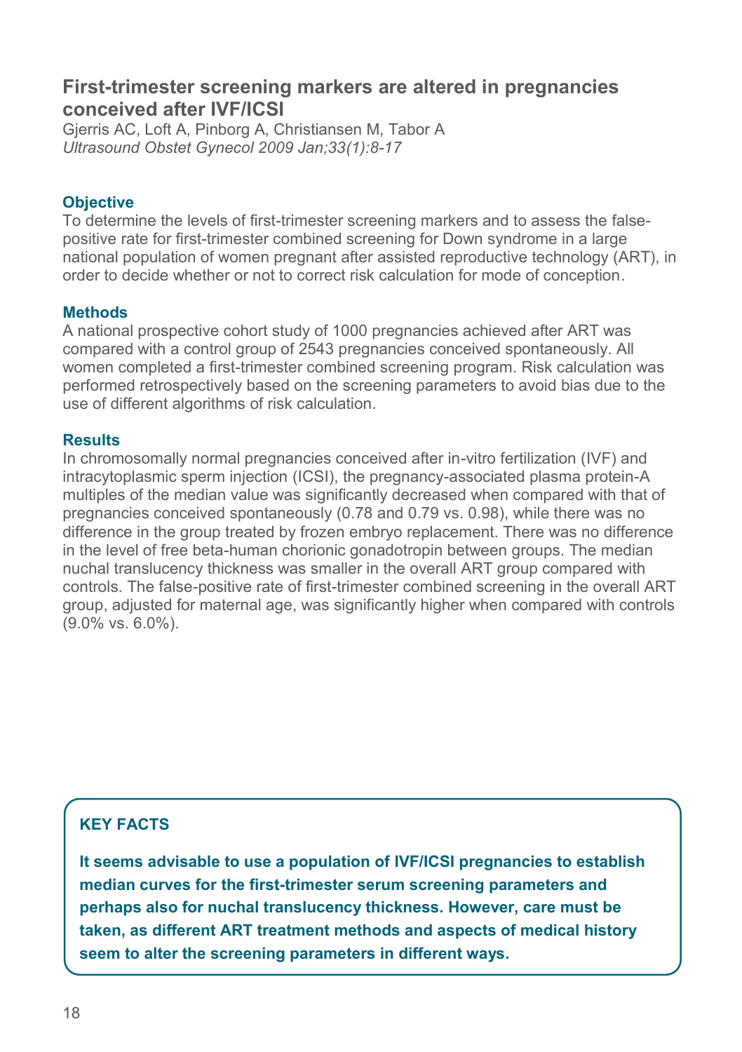## First-trimester screening markers are altered in pregnancies conceived after IVF/ICSI

Gjerris AC, Loft A, Pinborg A, Christiansen M, Tabor A
*Ultrasound Obstet Gynecol 2009 Jan;33(1):8-17*

### Objective

To determine the levels of first-trimester screening markers and to assess the false-positive rate for first-trimester combined screening for Down syndrome in a large national population of women pregnant after assisted reproductive technology (ART), in order to decide whether or not to correct risk calculation for mode of conception.

### Methods

A national prospective cohort study of 1000 pregnancies achieved after ART was compared with a control group of 2543 pregnancies conceived spontaneously. All women completed a first-trimester combined screening program. Risk calculation was performed retrospectively based on the screening parameters to avoid bias due to the use of different algorithms of risk calculation.

### Results

In chromosomally normal pregnancies conceived after in-vitro fertilization (IVF) and intracytoplasmic sperm injection (ICSI), the pregnancy-associated plasma protein-A multiples of the median value was significantly decreased when compared with that of pregnancies conceived spontaneously (0.78 and 0.79 vs. 0.98), while there was no difference in the group treated by frozen embryo replacement. There was no difference in the level of free beta-human chorionic gonadotropin between groups. The median nuchal translucency thickness was smaller in the overall ART group compared with controls. The false-positive rate of first-trimester combined screening in the overall ART group, adjusted for maternal age, was significantly higher when compared with controls (9.0% vs. 6.0%).

### KEY FACTS

**It seems advisable to use a population of IVF/ICSI pregnancies to establish median curves for the first-trimester serum screening parameters and perhaps also for nuchal translucency thickness. However, care must be taken, as different ART treatment methods and aspects of medical history seem to alter the screening parameters in different ways.**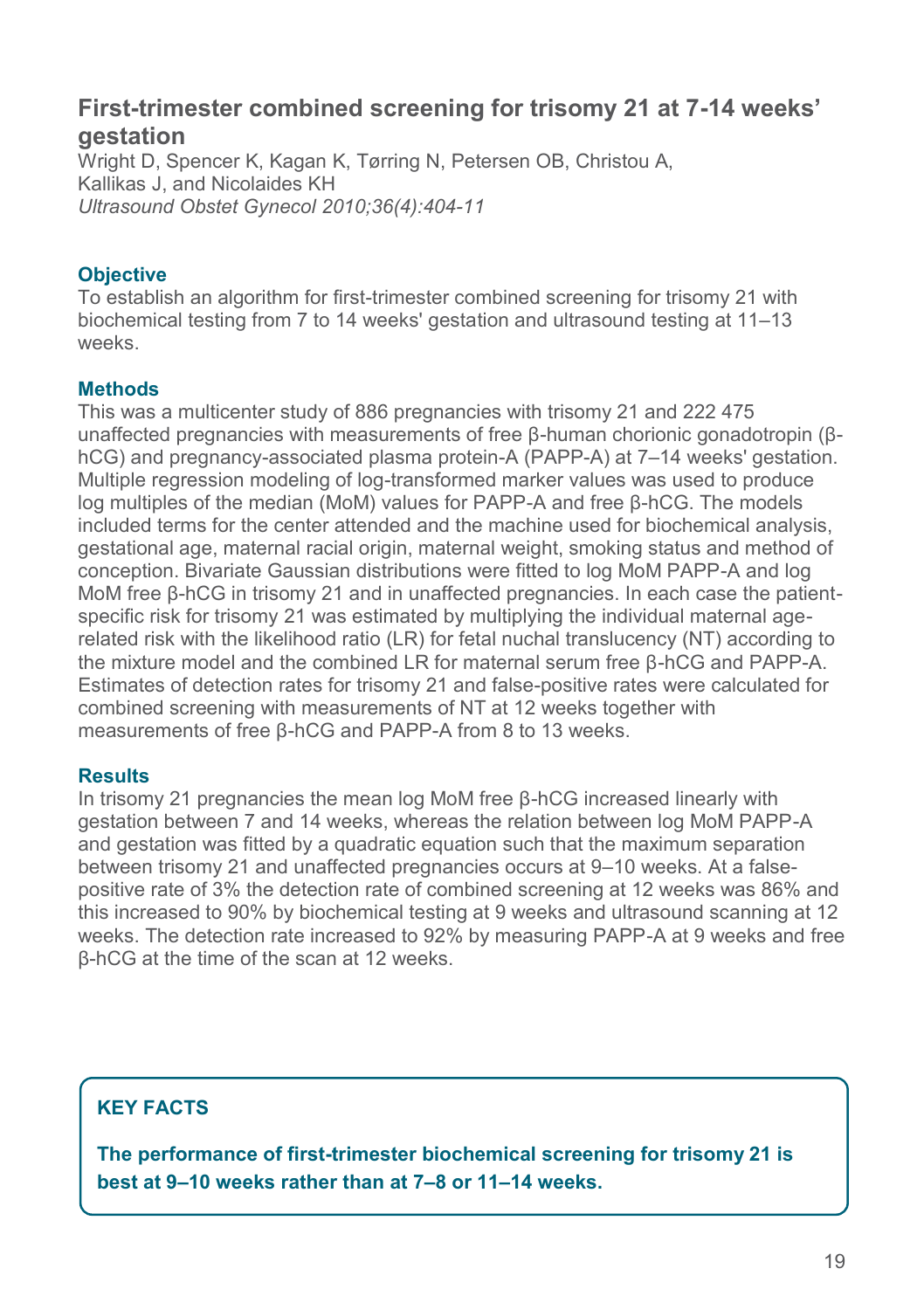## First-trimester combined screening for trisomy 21 at 7-14 weeks' gestation

Wright D, Spencer K, Kagan K, Tørring N, Petersen OB, Christou A, Kallikas J, and Nicolaides KH
*Ultrasound Obstet Gynecol 2010;36(4):404-11*

### Objective

To establish an algorithm for first-trimester combined screening for trisomy 21 with biochemical testing from 7 to 14 weeks' gestation and ultrasound testing at 11–13 weeks.

### Methods

This was a multicenter study of 886 pregnancies with trisomy 21 and 222 475 unaffected pregnancies with measurements of free β-human chorionic gonadotropin (β-hCG) and pregnancy-associated plasma protein-A (PAPP-A) at 7–14 weeks' gestation. Multiple regression modeling of log-transformed marker values was used to produce log multiples of the median (MoM) values for PAPP-A and free β-hCG. The models included terms for the center attended and the machine used for biochemical analysis, gestational age, maternal racial origin, maternal weight, smoking status and method of conception. Bivariate Gaussian distributions were fitted to log MoM PAPP-A and log MoM free β-hCG in trisomy 21 and in unaffected pregnancies. In each case the patient-specific risk for trisomy 21 was estimated by multiplying the individual maternal age-related risk with the likelihood ratio (LR) for fetal nuchal translucency (NT) according to the mixture model and the combined LR for maternal serum free β-hCG and PAPP-A. Estimates of detection rates for trisomy 21 and false-positive rates were calculated for combined screening with measurements of NT at 12 weeks together with measurements of free β-hCG and PAPP-A from 8 to 13 weeks.

### Results

In trisomy 21 pregnancies the mean log MoM free β-hCG increased linearly with gestation between 7 and 14 weeks, whereas the relation between log MoM PAPP-A and gestation was fitted by a quadratic equation such that the maximum separation between trisomy 21 and unaffected pregnancies occurs at 9–10 weeks. At a false-positive rate of 3% the detection rate of combined screening at 12 weeks was 86% and this increased to 90% by biochemical testing at 9 weeks and ultrasound scanning at 12 weeks. The detection rate increased to 92% by measuring PAPP-A at 9 weeks and free β-hCG at the time of the scan at 12 weeks.

> **KEY FACTS**
>
> **The performance of first-trimester biochemical screening for trisomy 21 is best at 9–10 weeks rather than at 7–8 or 11–14 weeks.**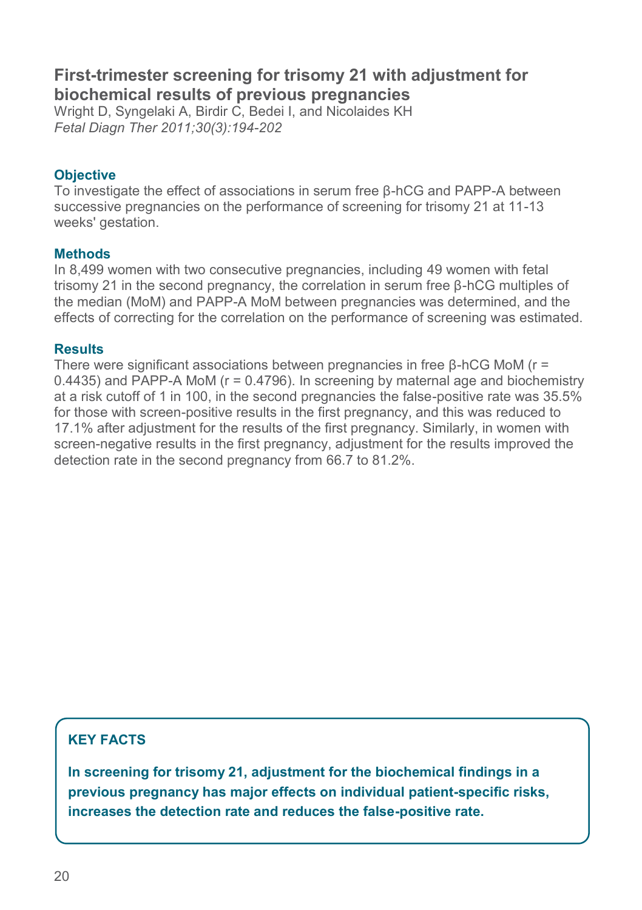## First-trimester screening for trisomy 21 with adjustment for biochemical results of previous pregnancies

Wright D, Syngelaki A, Birdir C, Bedei I, and Nicolaides KH
*Fetal Diagn Ther 2011;30(3):194-202*

### Objective

To investigate the effect of associations in serum free β-hCG and PAPP-A between successive pregnancies on the performance of screening for trisomy 21 at 11-13 weeks' gestation.

### Methods

In 8,499 women with two consecutive pregnancies, including 49 women with fetal trisomy 21 in the second pregnancy, the correlation in serum free β-hCG multiples of the median (MoM) and PAPP-A MoM between pregnancies was determined, and the effects of correcting for the correlation on the performance of screening was estimated.

### Results

There were significant associations between pregnancies in free β-hCG MoM ($r = 0.4435$) and PAPP-A MoM ($r = 0.4796$). In screening by maternal age and biochemistry at a risk cutoff of 1 in 100, in the second pregnancies the false-positive rate was 35.5% for those with screen-positive results in the first pregnancy, and this was reduced to 17.1% after adjustment for the results of the first pregnancy. Similarly, in women with screen-negative results in the first pregnancy, adjustment for the results improved the detection rate in the second pregnancy from 66.7 to 81.2%.

### KEY FACTS

**In screening for trisomy 21, adjustment for the biochemical findings in a previous pregnancy has major effects on individual patient-specific risks, increases the detection rate and reduces the false-positive rate.**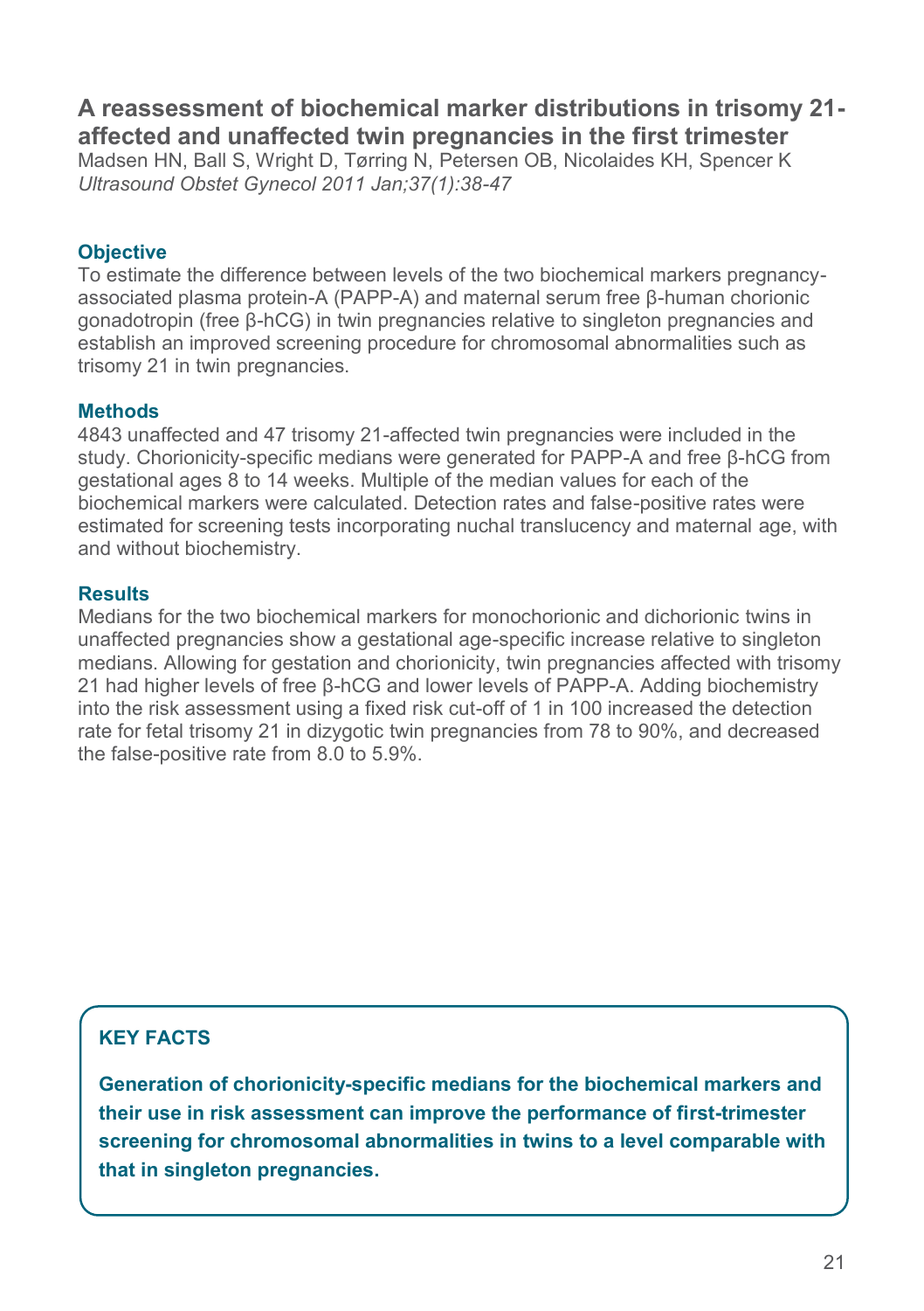## A reassessment of biochemical marker distributions in trisomy 21-affected and unaffected twin pregnancies in the first trimester

Madsen HN, Ball S, Wright D, Tørring N, Petersen OB, Nicolaides KH, Spencer K
*Ultrasound Obstet Gynecol 2011 Jan;37(1):38-47*

### Objective

To estimate the difference between levels of the two biochemical markers pregnancy-associated plasma protein-A (PAPP-A) and maternal serum free β-human chorionic gonadotropin (free β-hCG) in twin pregnancies relative to singleton pregnancies and establish an improved screening procedure for chromosomal abnormalities such as trisomy 21 in twin pregnancies.

### Methods

4843 unaffected and 47 trisomy 21-affected twin pregnancies were included in the study. Chorionicity-specific medians were generated for PAPP-A and free β-hCG from gestational ages 8 to 14 weeks. Multiple of the median values for each of the biochemical markers were calculated. Detection rates and false-positive rates were estimated for screening tests incorporating nuchal translucency and maternal age, with and without biochemistry.

### Results

Medians for the two biochemical markers for monochorionic and dichorionic twins in unaffected pregnancies show a gestational age-specific increase relative to singleton medians. Allowing for gestation and chorionicity, twin pregnancies affected with trisomy 21 had higher levels of free β-hCG and lower levels of PAPP-A. Adding biochemistry into the risk assessment using a fixed risk cut-off of 1 in 100 increased the detection rate for fetal trisomy 21 in dizygotic twin pregnancies from 78 to 90%, and decreased the false-positive rate from 8.0 to 5.9%.

### KEY FACTS

**Generation of chorionicity-specific medians for the biochemical markers and their use in risk assessment can improve the performance of first-trimester screening for chromosomal abnormalities in twins to a level comparable with that in singleton pregnancies.**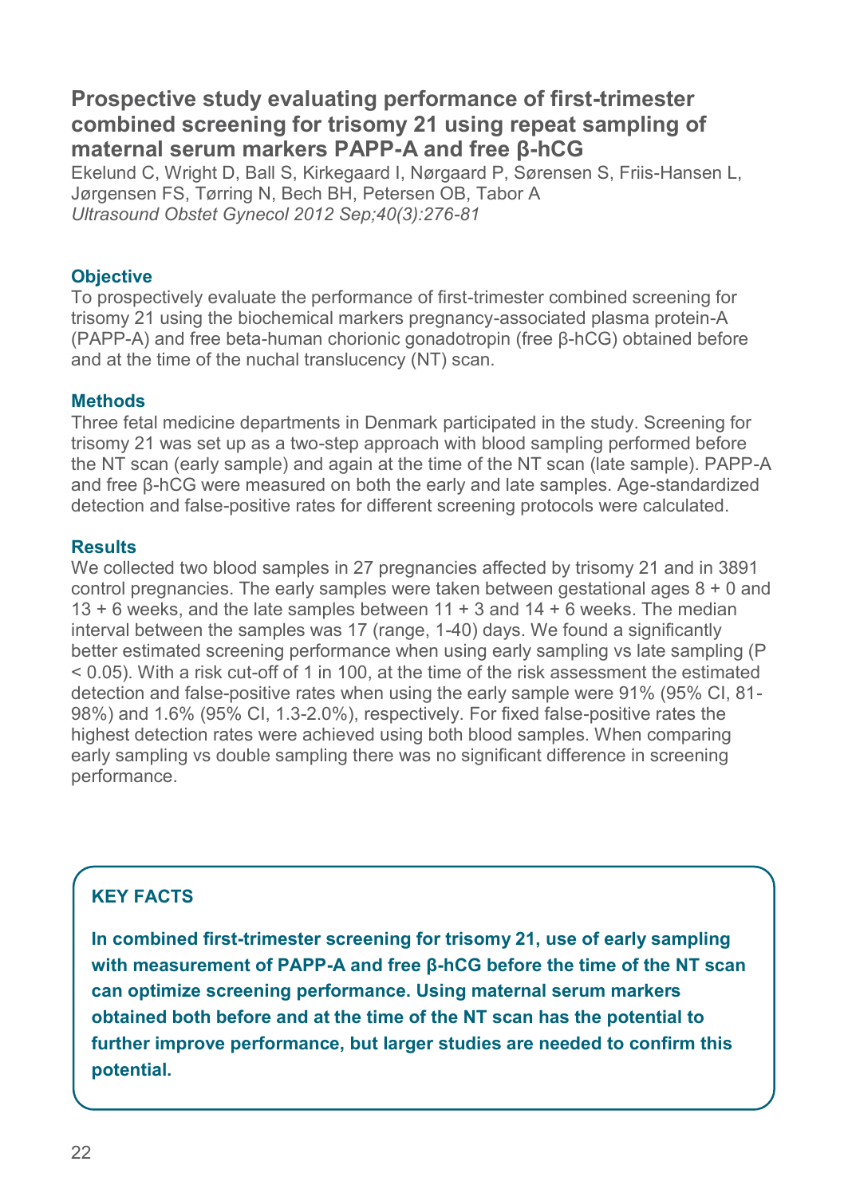## Prospective study evaluating performance of first-trimester combined screening for trisomy 21 using repeat sampling of maternal serum markers PAPP-A and free β-hCG

Ekelund C, Wright D, Ball S, Kirkegaard I, Nørgaard P, Sørensen S, Friis-Hansen L, Jørgensen FS, Tørring N, Bech BH, Petersen OB, Tabor A

*Ultrasound Obstet Gynecol 2012 Sep;40(3):276-81*

### Objective

To prospectively evaluate the performance of first-trimester combined screening for trisomy 21 using the biochemical markers pregnancy-associated plasma protein-A (PAPP-A) and free beta-human chorionic gonadotropin (free β-hCG) obtained before and at the time of the nuchal translucency (NT) scan.

### Methods

Three fetal medicine departments in Denmark participated in the study. Screening for trisomy 21 was set up as a two-step approach with blood sampling performed before the NT scan (early sample) and again at the time of the NT scan (late sample). PAPP-A and free β-hCG were measured on both the early and late samples. Age-standardized detection and false-positive rates for different screening protocols were calculated.

### Results

We collected two blood samples in 27 pregnancies affected by trisomy 21 and in 3891 control pregnancies. The early samples were taken between gestational ages 8 + 0 and 13 + 6 weeks, and the late samples between 11 + 3 and 14 + 6 weeks. The median interval between the samples was 17 (range, 1-40) days. We found a significantly better estimated screening performance when using early sampling vs late sampling ($P < 0.05$). With a risk cut-off of 1 in 100, at the time of the risk assessment the estimated detection and false-positive rates when using the early sample were 91% (95% CI, 81-98%) and 1.6% (95% CI, 1.3-2.0%), respectively. For fixed false-positive rates the highest detection rates were achieved using both blood samples. When comparing early sampling vs double sampling there was no significant difference in screening performance.

### KEY FACTS

**In combined first-trimester screening for trisomy 21, use of early sampling with measurement of PAPP-A and free β-hCG before the time of the NT scan can optimize screening performance. Using maternal serum markers obtained both before and at the time of the NT scan has the potential to further improve performance, but larger studies are needed to confirm this potential.**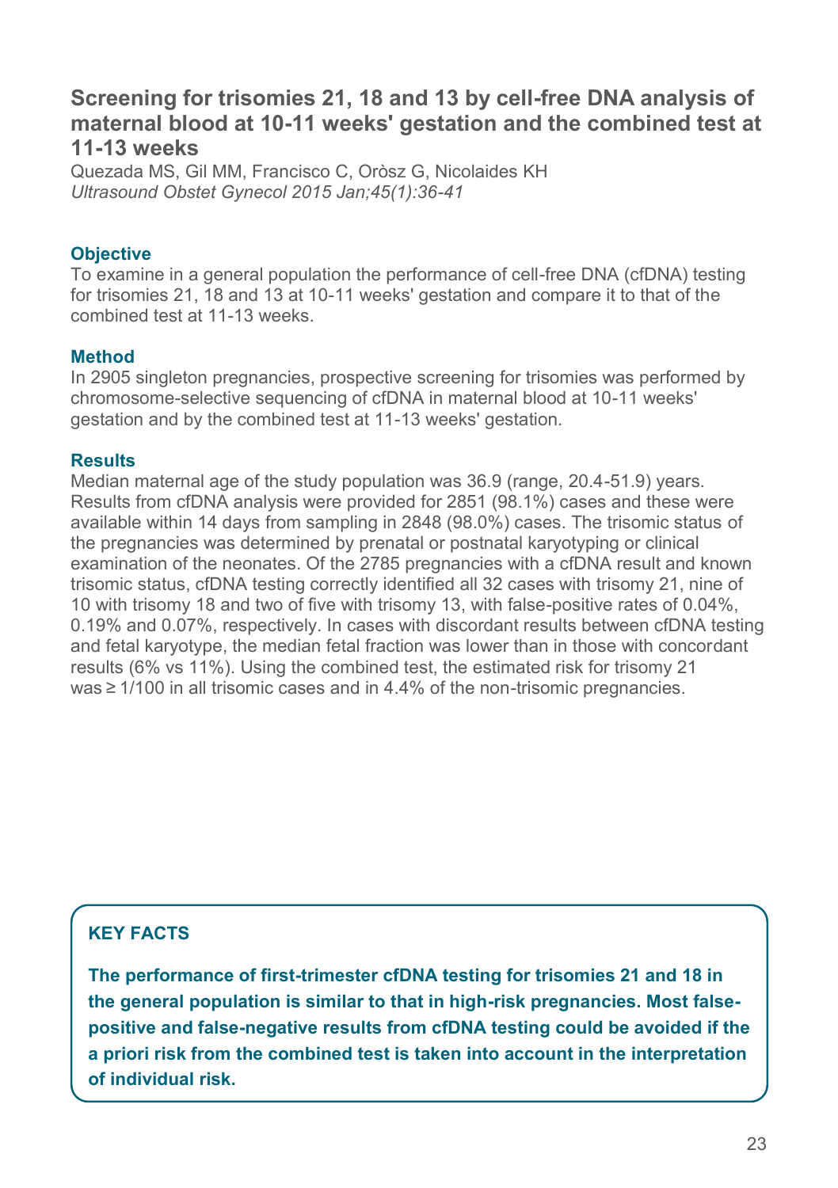## Screening for trisomies 21, 18 and 13 by cell-free DNA analysis of maternal blood at 10-11 weeks' gestation and the combined test at 11-13 weeks

Quezada MS, Gil MM, Francisco C, Oròsz G, Nicolaides KH
*Ultrasound Obstet Gynecol 2015 Jan;45(1):36-41*

### Objective

To examine in a general population the performance of cell-free DNA (cfDNA) testing for trisomies 21, 18 and 13 at 10-11 weeks' gestation and compare it to that of the combined test at 11-13 weeks.

### Method

In 2905 singleton pregnancies, prospective screening for trisomies was performed by chromosome-selective sequencing of cfDNA in maternal blood at 10-11 weeks' gestation and by the combined test at 11-13 weeks' gestation.

### Results

Median maternal age of the study population was 36.9 (range, 20.4-51.9) years. Results from cfDNA analysis were provided for 2851 (98.1%) cases and these were available within 14 days from sampling in 2848 (98.0%) cases. The trisomic status of the pregnancies was determined by prenatal or postnatal karyotyping or clinical examination of the neonates. Of the 2785 pregnancies with a cfDNA result and known trisomic status, cfDNA testing correctly identified all 32 cases with trisomy 21, nine of 10 with trisomy 18 and two of five with trisomy 13, with false-positive rates of 0.04%, 0.19% and 0.07%, respectively. In cases with discordant results between cfDNA testing and fetal karyotype, the median fetal fraction was lower than in those with concordant results (6% vs 11%). Using the combined test, the estimated risk for trisomy 21 was ≥ 1/100 in all trisomic cases and in 4.4% of the non-trisomic pregnancies.

### KEY FACTS

**The performance of first-trimester cfDNA testing for trisomies 21 and 18 in the general population is similar to that in high-risk pregnancies. Most false-positive and false-negative results from cfDNA testing could be avoided if the a priori risk from the combined test is taken into account in the interpretation of individual risk.**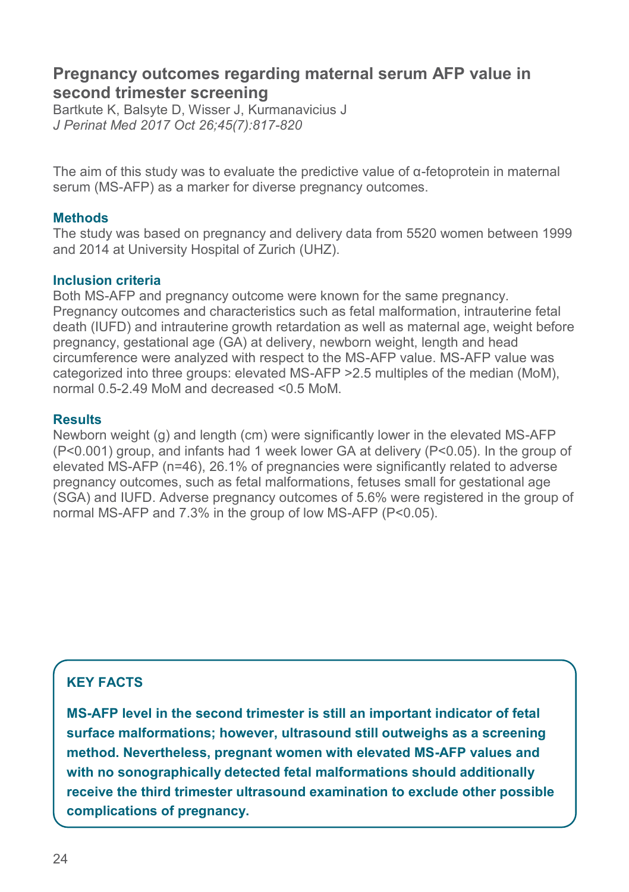# Pregnancy outcomes regarding maternal serum AFP value in second trimester screening

Bartkute K, Balsyte D, Wisser J, Kurmanavicius J
*J Perinat Med 2017 Oct 26;45(7):817-820*

The aim of this study was to evaluate the predictive value of α-fetoprotein in maternal serum (MS-AFP) as a marker for diverse pregnancy outcomes.

## Methods

The study was based on pregnancy and delivery data from 5520 women between 1999 and 2014 at University Hospital of Zurich (UHZ).

## Inclusion criteria

Both MS-AFP and pregnancy outcome were known for the same pregnancy. Pregnancy outcomes and characteristics such as fetal malformation, intrauterine fetal death (IUFD) and intrauterine growth retardation as well as maternal age, weight before pregnancy, gestational age (GA) at delivery, newborn weight, length and head circumference were analyzed with respect to the MS-AFP value. MS-AFP value was categorized into three groups: elevated MS-AFP >2.5 multiples of the median (MoM), normal 0.5-2.49 MoM and decreased <0.5 MoM.

## Results

Newborn weight (g) and length (cm) were significantly lower in the elevated MS-AFP ($P<0.001$) group, and infants had 1 week lower GA at delivery ($P<0.05$). In the group of elevated MS-AFP (n=46), 26.1% of pregnancies were significantly related to adverse pregnancy outcomes, such as fetal malformations, fetuses small for gestational age (SGA) and IUFD. Adverse pregnancy outcomes of 5.6% were registered in the group of normal MS-AFP and 7.3% in the group of low MS-AFP ($P<0.05$).

## KEY FACTS

**MS-AFP level in the second trimester is still an important indicator of fetal surface malformations; however, ultrasound still outweighs as a screening method. Nevertheless, pregnant women with elevated MS-AFP values and with no sonographically detected fetal malformations should additionally receive the third trimester ultrasound examination to exclude other possible complications of pregnancy.**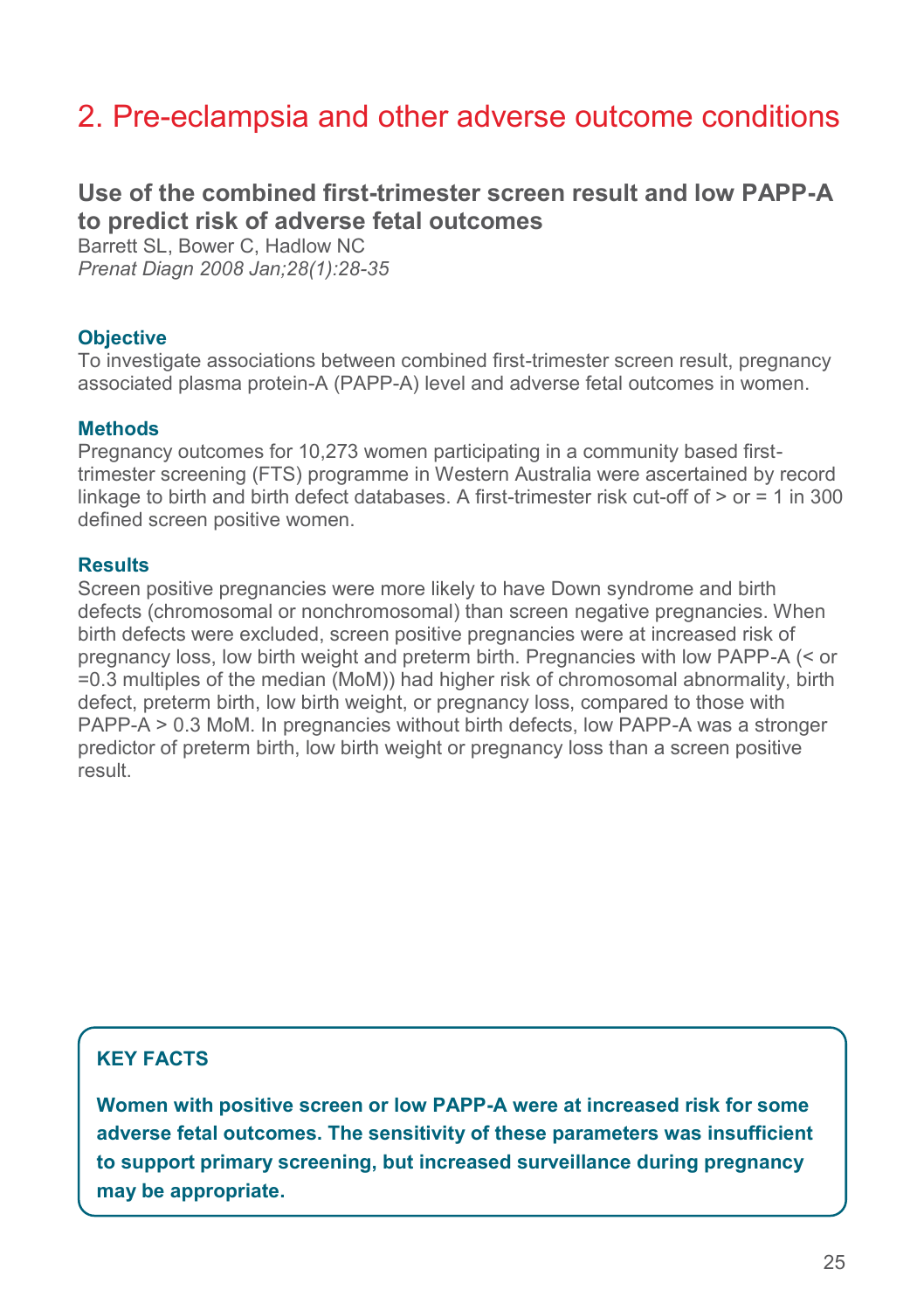# 2. Pre-eclampsia and other adverse outcome conditions

## Use of the combined first-trimester screen result and low PAPP-A to predict risk of adverse fetal outcomes

Barrett SL, Bower C, Hadlow NC
*Prenat Diagn 2008 Jan;28(1):28-35*

### Objective

To investigate associations between combined first-trimester screen result, pregnancy associated plasma protein-A (PAPP-A) level and adverse fetal outcomes in women.

### Methods

Pregnancy outcomes for 10,273 women participating in a community based first-trimester screening (FTS) programme in Western Australia were ascertained by record linkage to birth and birth defect databases. A first-trimester risk cut-off of > or = 1 in 300 defined screen positive women.

### Results

Screen positive pregnancies were more likely to have Down syndrome and birth defects (chromosomal or nonchromosomal) than screen negative pregnancies. When birth defects were excluded, screen positive pregnancies were at increased risk of pregnancy loss, low birth weight and preterm birth. Pregnancies with low PAPP-A (< or =0.3 multiples of the median (MoM)) had higher risk of chromosomal abnormality, birth defect, preterm birth, low birth weight, or pregnancy loss, compared to those with PAPP-A > 0.3 MoM. In pregnancies without birth defects, low PAPP-A was a stronger predictor of preterm birth, low birth weight or pregnancy loss than a screen positive result.

### KEY FACTS

**Women with positive screen or low PAPP-A were at increased risk for some adverse fetal outcomes. The sensitivity of these parameters was insufficient to support primary screening, but increased surveillance during pregnancy may be appropriate.**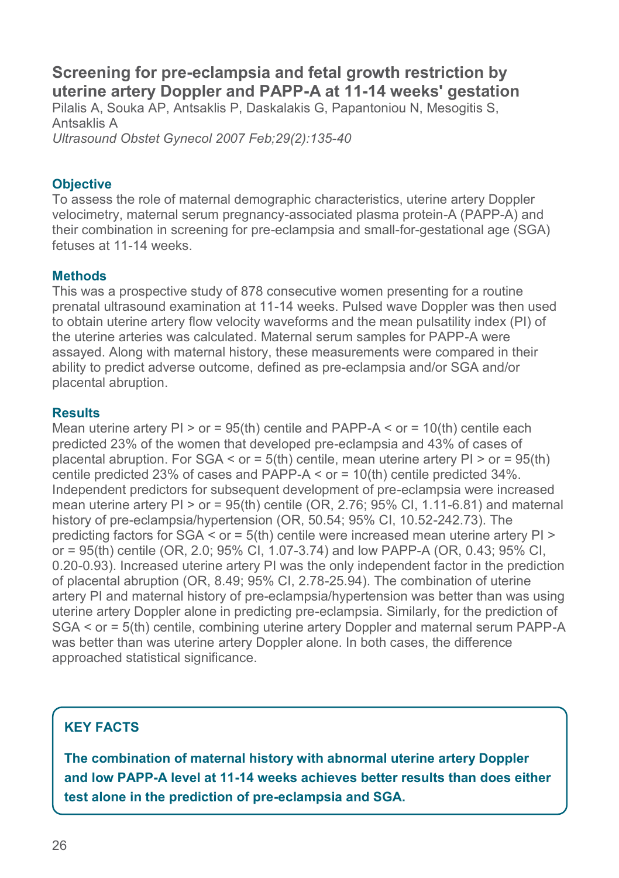## Screening for pre-eclampsia and fetal growth restriction by uterine artery Doppler and PAPP-A at 11-14 weeks' gestation

Pilalis A, Souka AP, Antsaklis P, Daskalakis G, Papantoniou N, Mesogitis S, Antsaklis A

*Ultrasound Obstet Gynecol 2007 Feb;29(2):135-40*

### Objective

To assess the role of maternal demographic characteristics, uterine artery Doppler velocimetry, maternal serum pregnancy-associated plasma protein-A (PAPP-A) and their combination in screening for pre-eclampsia and small-for-gestational age (SGA) fetuses at 11-14 weeks.

### Methods

This was a prospective study of 878 consecutive women presenting for a routine prenatal ultrasound examination at 11-14 weeks. Pulsed wave Doppler was then used to obtain uterine artery flow velocity waveforms and the mean pulsatility index (PI) of the uterine arteries was calculated. Maternal serum samples for PAPP-A were assayed. Along with maternal history, these measurements were compared in their ability to predict adverse outcome, defined as pre-eclampsia and/or SGA and/or placental abruption.

### Results

Mean uterine artery PI > or = 95(th) centile and PAPP-A < or = 10(th) centile each predicted 23% of the women that developed pre-eclampsia and 43% of cases of placental abruption. For SGA < or = 5(th) centile, mean uterine artery PI > or = 95(th) centile predicted 23% of cases and PAPP-A < or = 10(th) centile predicted 34%. Independent predictors for subsequent development of pre-eclampsia were increased mean uterine artery PI > or = 95(th) centile (OR, 2.76; 95% CI, 1.11-6.81) and maternal history of pre-eclampsia/hypertension (OR, 50.54; 95% CI, 10.52-242.73). The predicting factors for SGA < or = 5(th) centile were increased mean uterine artery PI > or = 95(th) centile (OR, 2.0; 95% CI, 1.07-3.74) and low PAPP-A (OR, 0.43; 95% CI, 0.20-0.93). Increased uterine artery PI was the only independent factor in the prediction of placental abruption (OR, 8.49; 95% CI, 2.78-25.94). The combination of uterine artery PI and maternal history of pre-eclampsia/hypertension was better than was using uterine artery Doppler alone in predicting pre-eclampsia. Similarly, for the prediction of SGA < or = 5(th) centile, combining uterine artery Doppler and maternal serum PAPP-A was better than was uterine artery Doppler alone. In both cases, the difference approached statistical significance.

### KEY FACTS

**The combination of maternal history with abnormal uterine artery Doppler and low PAPP-A level at 11-14 weeks achieves better results than does either test alone in the prediction of pre-eclampsia and SGA.**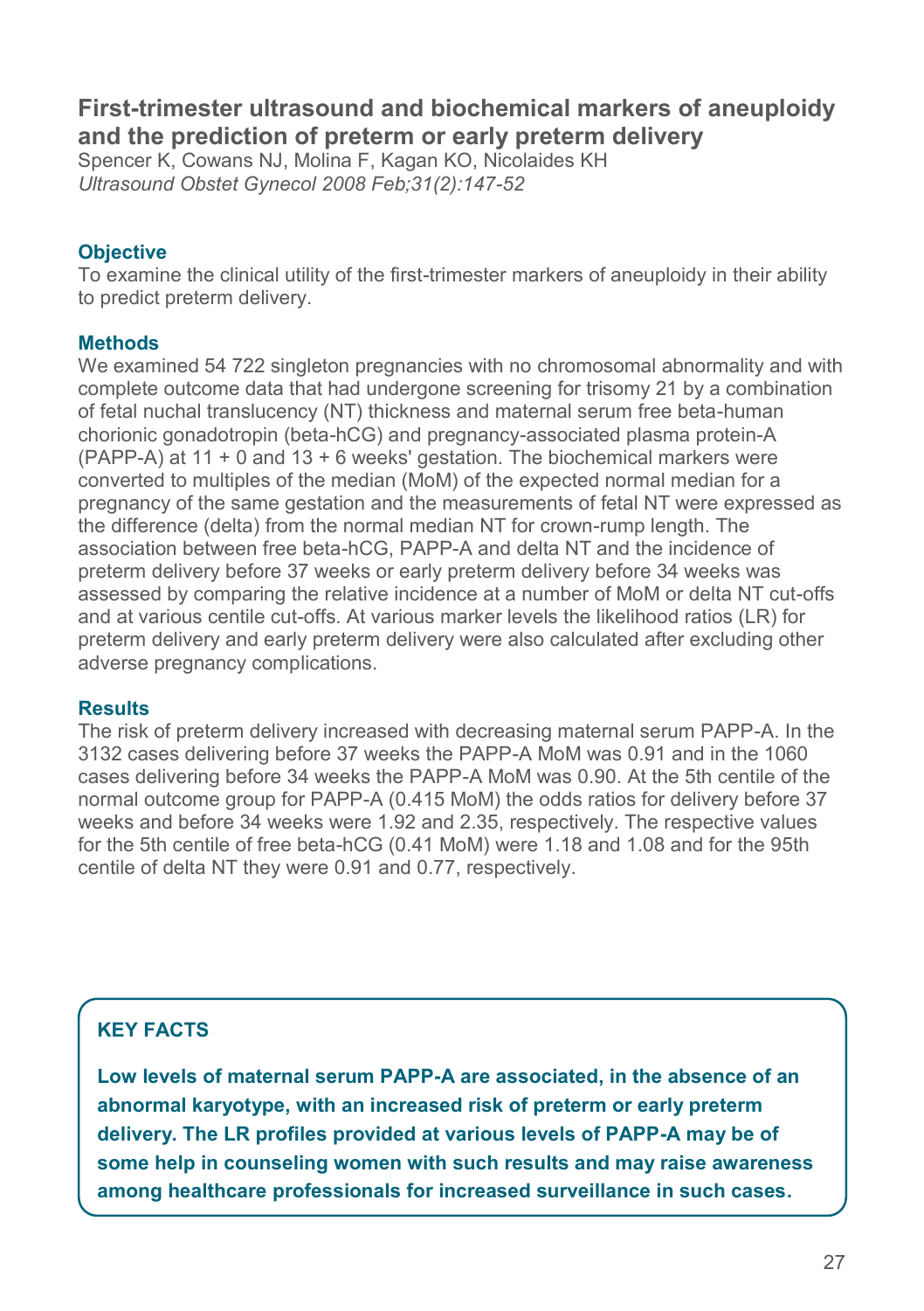## First-trimester ultrasound and biochemical markers of aneuploidy and the prediction of preterm or early preterm delivery

Spencer K, Cowans NJ, Molina F, Kagan KO, Nicolaides KH
*Ultrasound Obstet Gynecol 2008 Feb;31(2):147-52*

### Objective

To examine the clinical utility of the first-trimester markers of aneuploidy in their ability to predict preterm delivery.

### Methods

We examined 54 722 singleton pregnancies with no chromosomal abnormality and with complete outcome data that had undergone screening for trisomy 21 by a combination of fetal nuchal translucency (NT) thickness and maternal serum free beta-human chorionic gonadotropin (beta-hCG) and pregnancy-associated plasma protein-A (PAPP-A) at 11 + 0 and 13 + 6 weeks' gestation. The biochemical markers were converted to multiples of the median (MoM) of the expected normal median for a pregnancy of the same gestation and the measurements of fetal NT were expressed as the difference (delta) from the normal median NT for crown-rump length. The association between free beta-hCG, PAPP-A and delta NT and the incidence of preterm delivery before 37 weeks or early preterm delivery before 34 weeks was assessed by comparing the relative incidence at a number of MoM or delta NT cut-offs and at various centile cut-offs. At various marker levels the likelihood ratios (LR) for preterm delivery and early preterm delivery were also calculated after excluding other adverse pregnancy complications.

### Results

The risk of preterm delivery increased with decreasing maternal serum PAPP-A. In the 3132 cases delivering before 37 weeks the PAPP-A MoM was 0.91 and in the 1060 cases delivering before 34 weeks the PAPP-A MoM was 0.90. At the 5th centile of the normal outcome group for PAPP-A (0.415 MoM) the odds ratios for delivery before 37 weeks and before 34 weeks were 1.92 and 2.35, respectively. The respective values for the 5th centile of free beta-hCG (0.41 MoM) were 1.18 and 1.08 and for the 95th centile of delta NT they were 0.91 and 0.77, respectively.

### KEY FACTS

**Low levels of maternal serum PAPP-A are associated, in the absence of an abnormal karyotype, with an increased risk of preterm or early preterm delivery. The LR profiles provided at various levels of PAPP-A may be of some help in counseling women with such results and may raise awareness among healthcare professionals for increased surveillance in such cases.**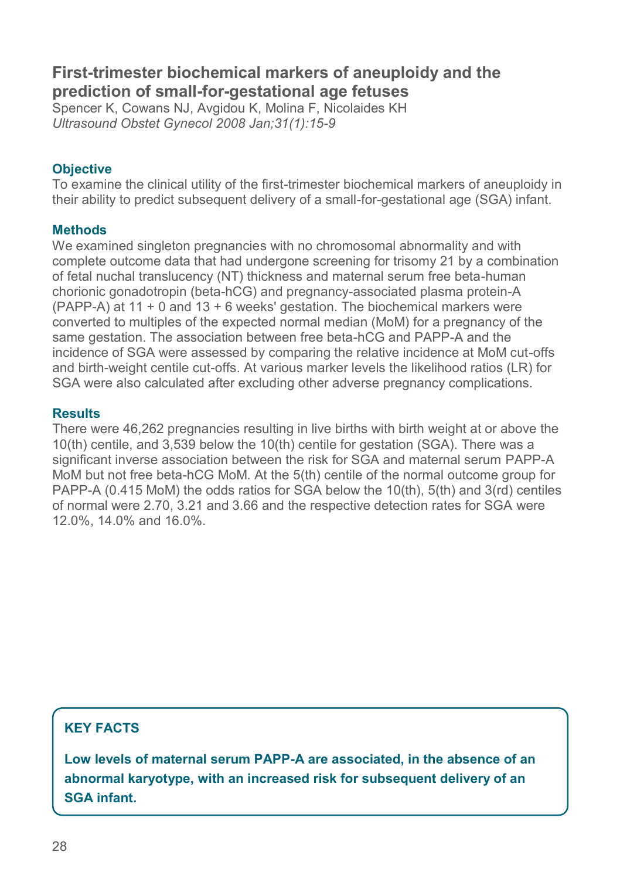## First-trimester biochemical markers of aneuploidy and the prediction of small-for-gestational age fetuses

Spencer K, Cowans NJ, Avgidou K, Molina F, Nicolaides KH
*Ultrasound Obstet Gynecol 2008 Jan;31(1):15-9*

### Objective

To examine the clinical utility of the first-trimester biochemical markers of aneuploidy in their ability to predict subsequent delivery of a small-for-gestational age (SGA) infant.

### Methods

We examined singleton pregnancies with no chromosomal abnormality and with complete outcome data that had undergone screening for trisomy 21 by a combination of fetal nuchal translucency (NT) thickness and maternal serum free beta-human chorionic gonadotropin (beta-hCG) and pregnancy-associated plasma protein-A (PAPP-A) at 11 + 0 and 13 + 6 weeks' gestation. The biochemical markers were converted to multiples of the expected normal median (MoM) for a pregnancy of the same gestation. The association between free beta-hCG and PAPP-A and the incidence of SGA were assessed by comparing the relative incidence at MoM cut-offs and birth-weight centile cut-offs. At various marker levels the likelihood ratios (LR) for SGA were also calculated after excluding other adverse pregnancy complications.

### Results

There were 46,262 pregnancies resulting in live births with birth weight at or above the 10(th) centile, and 3,539 below the 10(th) centile for gestation (SGA). There was a significant inverse association between the risk for SGA and maternal serum PAPP-A MoM but not free beta-hCG MoM. At the 5(th) centile of the normal outcome group for PAPP-A (0.415 MoM) the odds ratios for SGA below the 10(th), 5(th) and 3(rd) centiles of normal were 2.70, 3.21 and 3.66 and the respective detection rates for SGA were 12.0%, 14.0% and 16.0%.

### KEY FACTS

**Low levels of maternal serum PAPP-A are associated, in the absence of an abnormal karyotype, with an increased risk for subsequent delivery of an SGA infant.**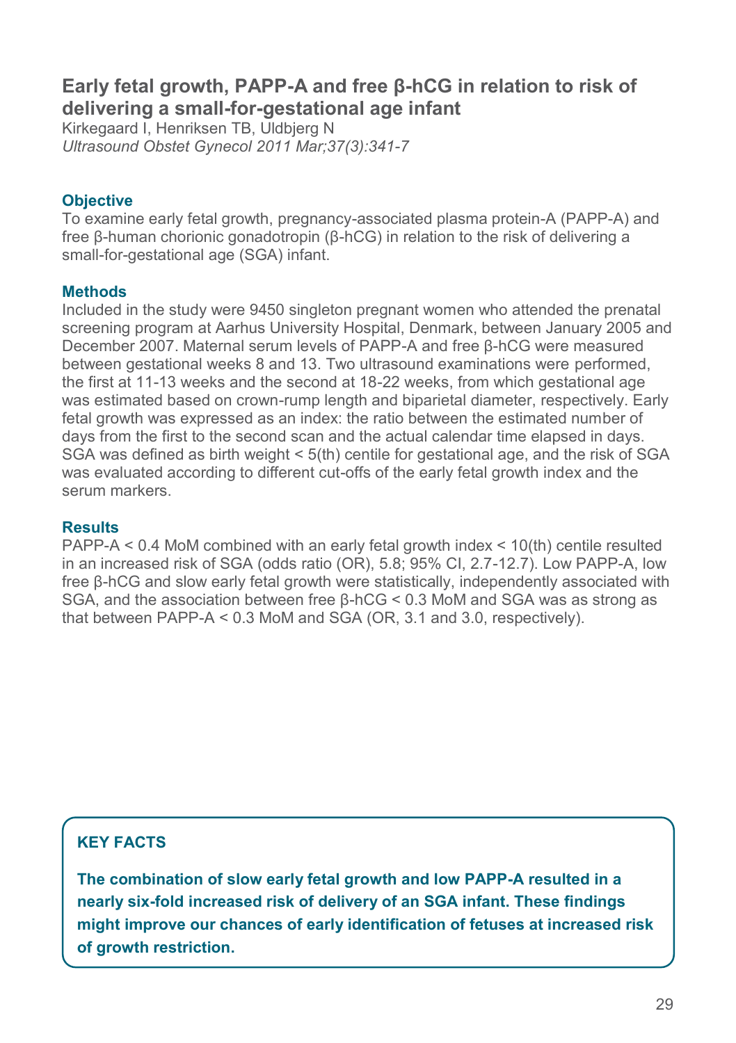## Early fetal growth, PAPP-A and free β-hCG in relation to risk of delivering a small-for-gestational age infant

Kirkegaard I, Henriksen TB, Uldbjerg N
*Ultrasound Obstet Gynecol 2011 Mar;37(3):341-7*

### Objective

To examine early fetal growth, pregnancy-associated plasma protein-A (PAPP-A) and free β-human chorionic gonadotropin (β-hCG) in relation to the risk of delivering a small-for-gestational age (SGA) infant.

### Methods

Included in the study were 9450 singleton pregnant women who attended the prenatal screening program at Aarhus University Hospital, Denmark, between January 2005 and December 2007. Maternal serum levels of PAPP-A and free β-hCG were measured between gestational weeks 8 and 13. Two ultrasound examinations were performed, the first at 11-13 weeks and the second at 18-22 weeks, from which gestational age was estimated based on crown-rump length and biparietal diameter, respectively. Early fetal growth was expressed as an index: the ratio between the estimated number of days from the first to the second scan and the actual calendar time elapsed in days. SGA was defined as birth weight < 5(th) centile for gestational age, and the risk of SGA was evaluated according to different cut-offs of the early fetal growth index and the serum markers.

### Results

PAPP-A < 0.4 MoM combined with an early fetal growth index < 10(th) centile resulted in an increased risk of SGA (odds ratio (OR), 5.8; 95% CI, 2.7-12.7). Low PAPP-A, low free β-hCG and slow early fetal growth were statistically, independently associated with SGA, and the association between free β-hCG < 0.3 MoM and SGA was as strong as that between PAPP-A < 0.3 MoM and SGA (OR, 3.1 and 3.0, respectively).

### KEY FACTS

**The combination of slow early fetal growth and low PAPP-A resulted in a nearly six-fold increased risk of delivery of an SGA infant. These findings might improve our chances of early identification of fetuses at increased risk of growth restriction.**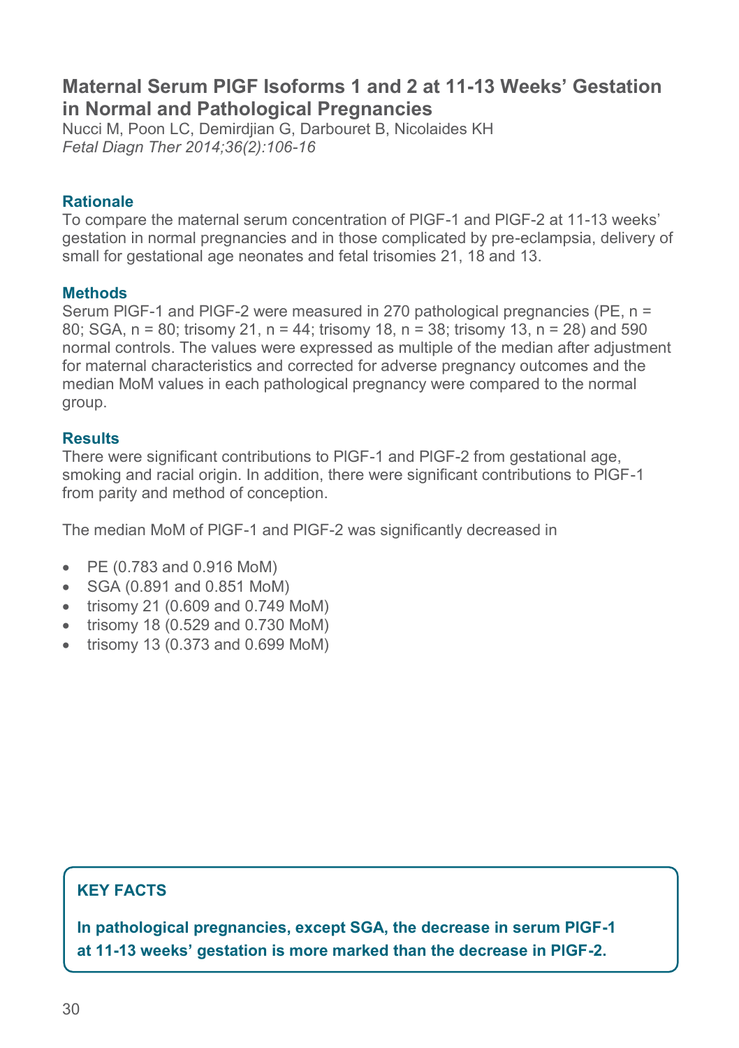## Maternal Serum PlGF Isoforms 1 and 2 at 11-13 Weeks' Gestation in Normal and Pathological Pregnancies

Nucci M, Poon LC, Demirdjian G, Darbouret B, Nicolaides KH
*Fetal Diagn Ther 2014;36(2):106-16*

### Rationale

To compare the maternal serum concentration of PlGF-1 and PlGF-2 at 11-13 weeks' gestation in normal pregnancies and in those complicated by pre-eclampsia, delivery of small for gestational age neonates and fetal trisomies 21, 18 and 13.

### Methods

Serum PlGF-1 and PlGF-2 were measured in 270 pathological pregnancies (PE, n = 80; SGA, n = 80; trisomy 21, n = 44; trisomy 18, n = 38; trisomy 13, n = 28) and 590 normal controls. The values were expressed as multiple of the median after adjustment for maternal characteristics and corrected for adverse pregnancy outcomes and the median MoM values in each pathological pregnancy were compared to the normal group.

### Results

There were significant contributions to PlGF-1 and PlGF-2 from gestational age, smoking and racial origin. In addition, there were significant contributions to PlGF-1 from parity and method of conception.

The median MoM of PlGF-1 and PlGF-2 was significantly decreased in

- PE (0.783 and 0.916 MoM)
- SGA (0.891 and 0.851 MoM)
- trisomy 21 (0.609 and 0.749 MoM)
- trisomy 18 (0.529 and 0.730 MoM)
- trisomy 13 (0.373 and 0.699 MoM)

**KEY FACTS**

**In pathological pregnancies, except SGA, the decrease in serum PlGF-1 at 11-13 weeks' gestation is more marked than the decrease in PlGF-2.**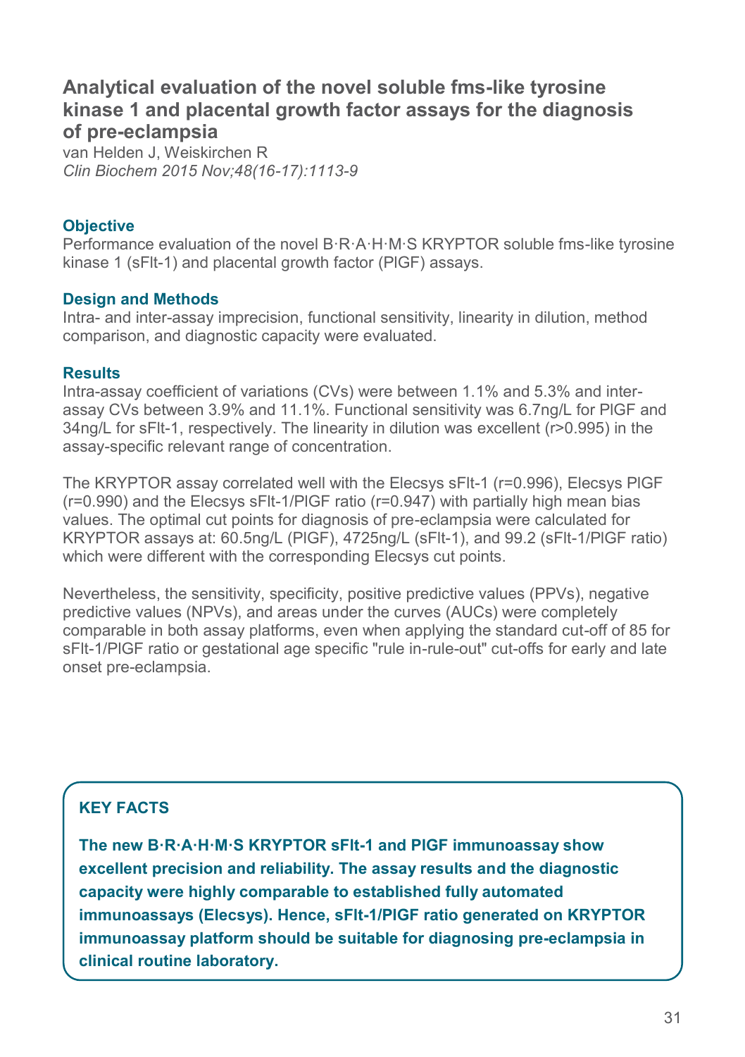# Analytical evaluation of the novel soluble fms-like tyrosine kinase 1 and placental growth factor assays for the diagnosis of pre-eclampsia

van Helden J, Weiskirchen R

*Clin Biochem 2015 Nov;48(16-17):1113-9*

### Objective

Performance evaluation of the novel B·R·A·H·M·S KRYPTOR soluble fms-like tyrosine kinase 1 (sFlt-1) and placental growth factor (PlGF) assays.

### Design and Methods

Intra- and inter-assay imprecision, functional sensitivity, linearity in dilution, method comparison, and diagnostic capacity were evaluated.

### Results

Intra-assay coefficient of variations (CVs) were between 1.1% and 5.3% and inter-assay CVs between 3.9% and 11.1%. Functional sensitivity was 6.7ng/L for PlGF and 34ng/L for sFlt-1, respectively. The linearity in dilution was excellent (r>0.995) in the assay-specific relevant range of concentration.

The KRYPTOR assay correlated well with the Elecsys sFlt-1 (r=0.996), Elecsys PlGF (r=0.990) and the Elecsys sFlt-1/PlGF ratio (r=0.947) with partially high mean bias values. The optimal cut points for diagnosis of pre-eclampsia were calculated for KRYPTOR assays at: 60.5ng/L (PlGF), 4725ng/L (sFlt-1), and 99.2 (sFlt-1/PlGF ratio) which were different with the corresponding Elecsys cut points.

Nevertheless, the sensitivity, specificity, positive predictive values (PPVs), negative predictive values (NPVs), and areas under the curves (AUCs) were completely comparable in both assay platforms, even when applying the standard cut-off of 85 for sFlt-1/PlGF ratio or gestational age specific "rule in-rule-out" cut-offs for early and late onset pre-eclampsia.

### KEY FACTS

**The new B·R·A·H·M·S KRYPTOR sFlt-1 and PlGF immunoassay show excellent precision and reliability. The assay results and the diagnostic capacity were highly comparable to established fully automated immunoassays (Elecsys). Hence, sFlt-1/PlGF ratio generated on KRYPTOR immunoassay platform should be suitable for diagnosing pre-eclampsia in clinical routine laboratory.**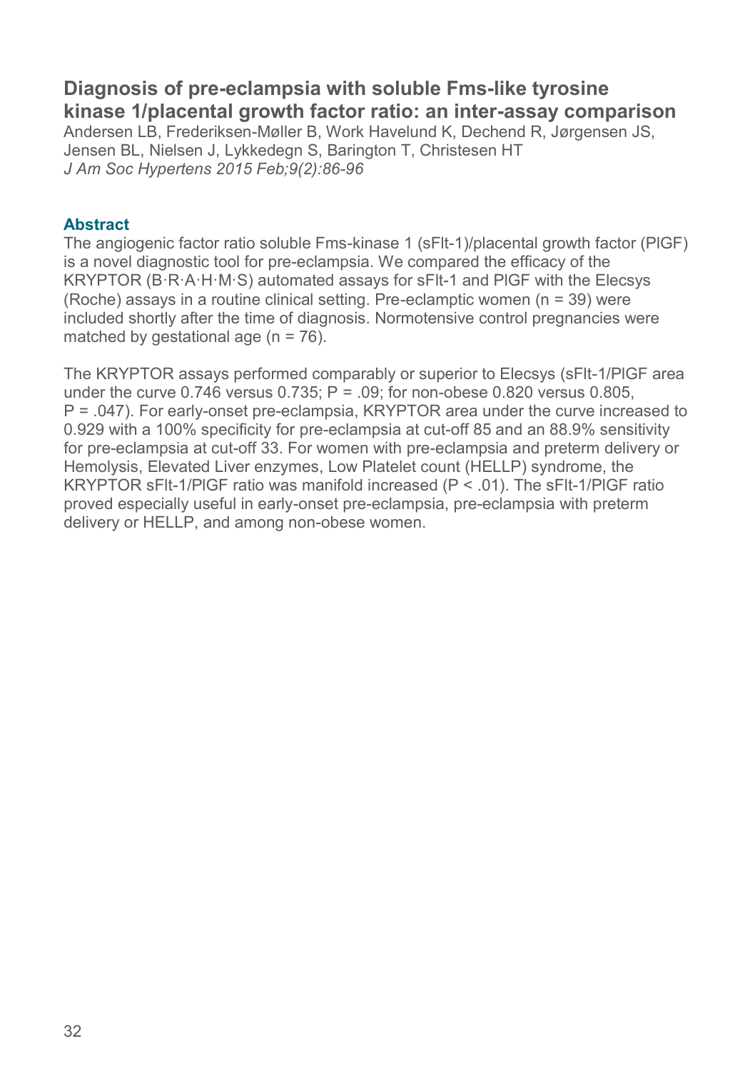## Diagnosis of pre-eclampsia with soluble Fms-like tyrosine kinase 1/placental growth factor ratio: an inter-assay comparison

Andersen LB, Frederiksen-Møller B, Work Havelund K, Dechend R, Jørgensen JS, Jensen BL, Nielsen J, Lykkedegn S, Barington T, Christesen HT
*J Am Soc Hypertens 2015 Feb;9(2):86-96*

### Abstract

The angiogenic factor ratio soluble Fms-kinase 1 (sFlt-1)/placental growth factor (PlGF) is a novel diagnostic tool for pre-eclampsia. We compared the efficacy of the KRYPTOR (B·R·A·H·M·S) automated assays for sFlt-1 and PlGF with the Elecsys (Roche) assays in a routine clinical setting. Pre-eclamptic women (n = 39) were included shortly after the time of diagnosis. Normotensive control pregnancies were matched by gestational age (n = 76).

The KRYPTOR assays performed comparably or superior to Elecsys (sFlt-1/PlGF area under the curve 0.746 versus 0.735; P = .09; for non-obese 0.820 versus 0.805, P = .047). For early-onset pre-eclampsia, KRYPTOR area under the curve increased to 0.929 with a 100% specificity for pre-eclampsia at cut-off 85 and an 88.9% sensitivity for pre-eclampsia at cut-off 33. For women with pre-eclampsia and preterm delivery or Hemolysis, Elevated Liver enzymes, Low Platelet count (HELLP) syndrome, the KRYPTOR sFlt-1/PlGF ratio was manifold increased (P < .01). The sFlt-1/PlGF ratio proved especially useful in early-onset pre-eclampsia, pre-eclampsia with preterm delivery or HELLP, and among non-obese women.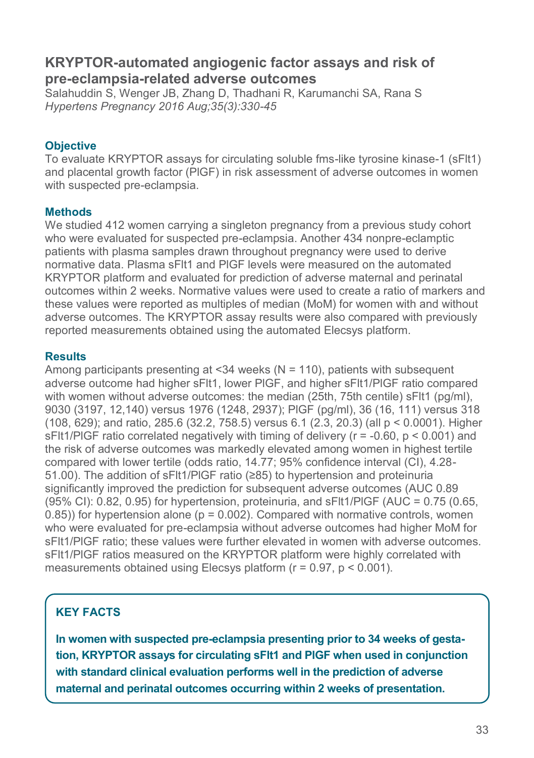## KRYPTOR-automated angiogenic factor assays and risk of pre-eclampsia-related adverse outcomes

Salahuddin S, Wenger JB, Zhang D, Thadhani R, Karumanchi SA, Rana S
*Hypertens Pregnancy 2016 Aug;35(3):330-45*

### Objective

To evaluate KRYPTOR assays for circulating soluble fms-like tyrosine kinase-1 (sFlt1) and placental growth factor (PlGF) in risk assessment of adverse outcomes in women with suspected pre-eclampsia.

### Methods

We studied 412 women carrying a singleton pregnancy from a previous study cohort who were evaluated for suspected pre-eclampsia. Another 434 nonpre-eclamptic patients with plasma samples drawn throughout pregnancy were used to derive normative data. Plasma sFlt1 and PlGF levels were measured on the automated KRYPTOR platform and evaluated for prediction of adverse maternal and perinatal outcomes within 2 weeks. Normative values were used to create a ratio of markers and these values were reported as multiples of median (MoM) for women with and without adverse outcomes. The KRYPTOR assay results were also compared with previously reported measurements obtained using the automated Elecsys platform.

### Results

Among participants presenting at <34 weeks (N = 110), patients with subsequent adverse outcome had higher sFlt1, lower PlGF, and higher sFlt1/PlGF ratio compared with women without adverse outcomes: the median (25th, 75th centile) sFlt1 (pg/ml), 9030 (3197, 12,140) versus 1976 (1248, 2937); PlGF (pg/ml), 36 (16, 111) versus 318 (108, 629); and ratio, 285.6 (32.2, 758.5) versus 6.1 (2.3, 20.3) (all $p < 0.0001$). Higher sFlt1/PlGF ratio correlated negatively with timing of delivery ($r = -0.60$, $p < 0.001$) and the risk of adverse outcomes was markedly elevated among women in highest tertile compared with lower tertile (odds ratio, 14.77; 95% confidence interval (CI), 4.28-51.00). The addition of sFlt1/PlGF ratio (≥85) to hypertension and proteinuria significantly improved the prediction for subsequent adverse outcomes (AUC 0.89 (95% CI): 0.82, 0.95) for hypertension, proteinuria, and sFlt1/PlGF (AUC = 0.75 (0.65, 0.85)) for hypertension alone ($p = 0.002$). Compared with normative controls, women who were evaluated for pre-eclampsia without adverse outcomes had higher MoM for sFlt1/PlGF ratio; these values were further elevated in women with adverse outcomes. sFlt1/PlGF ratios measured on the KRYPTOR platform were highly correlated with measurements obtained using Elecsys platform ($r = 0.97$, $p < 0.001$).

### KEY FACTS

**In women with suspected pre-eclampsia presenting prior to 34 weeks of gestation, KRYPTOR assays for circulating sFlt1 and PlGF when used in conjunction with standard clinical evaluation performs well in the prediction of adverse maternal and perinatal outcomes occurring within 2 weeks of presentation.**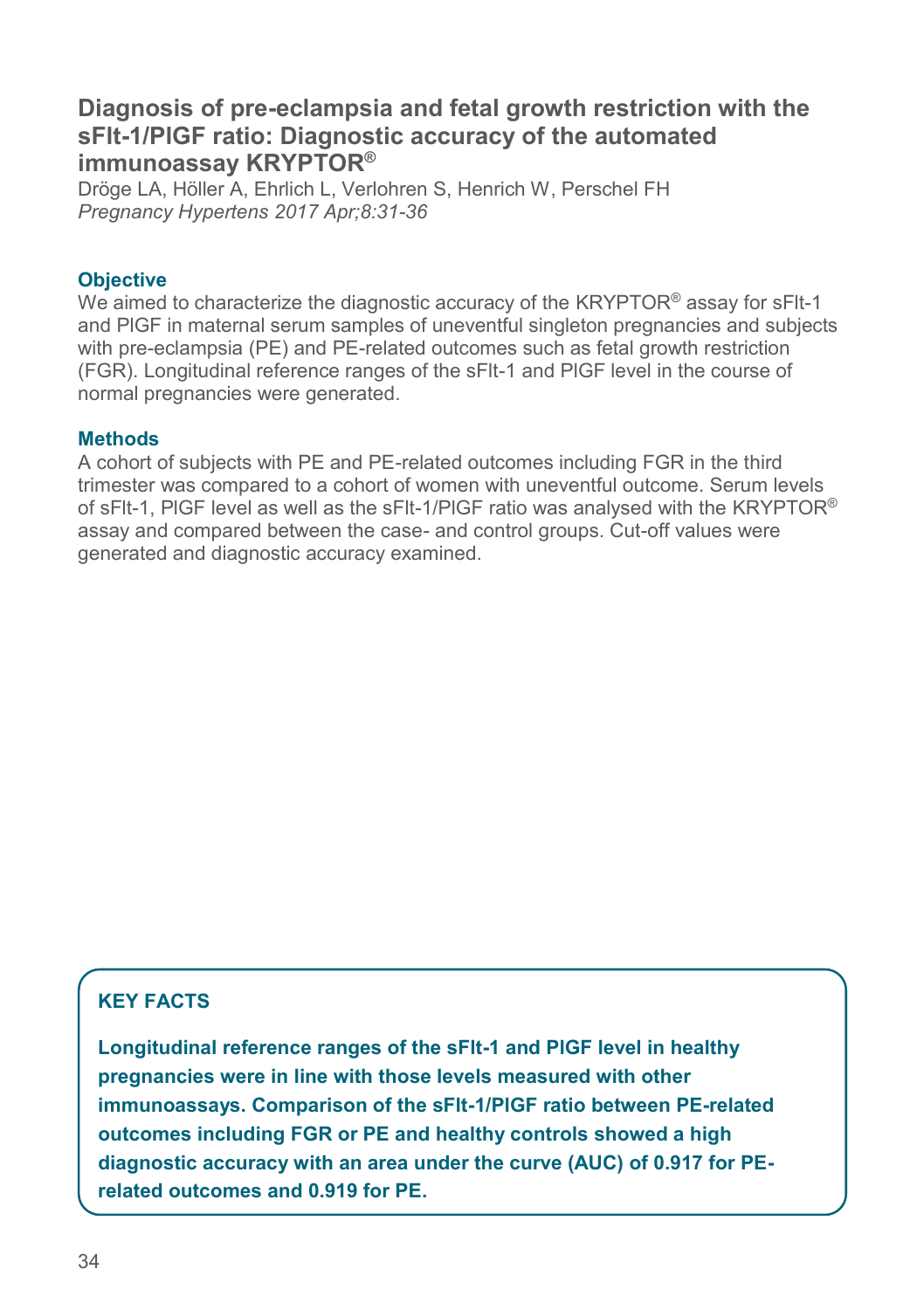## Diagnosis of pre-eclampsia and fetal growth restriction with the sFlt-1/PlGF ratio: Diagnostic accuracy of the automated immunoassay KRYPTOR®

Dröge LA, Höller A, Ehrlich L, Verlohren S, Henrich W, Perschel FH
*Pregnancy Hypertens 2017 Apr;8:31-36*

### Objective

We aimed to characterize the diagnostic accuracy of the KRYPTOR® assay for sFlt-1 and PlGF in maternal serum samples of uneventful singleton pregnancies and subjects with pre-eclampsia (PE) and PE-related outcomes such as fetal growth restriction (FGR). Longitudinal reference ranges of the sFlt-1 and PlGF level in the course of normal pregnancies were generated.

### Methods

A cohort of subjects with PE and PE-related outcomes including FGR in the third trimester was compared to a cohort of women with uneventful outcome. Serum levels of sFlt-1, PlGF level as well as the sFlt-1/PlGF ratio was analysed with the KRYPTOR® assay and compared between the case- and control groups. Cut-off values were generated and diagnostic accuracy examined.

### KEY FACTS

**Longitudinal reference ranges of the sFlt-1 and PlGF level in healthy pregnancies were in line with those levels measured with other immunoassays. Comparison of the sFlt-1/PlGF ratio between PE-related outcomes including FGR or PE and healthy controls showed a high diagnostic accuracy with an area under the curve (AUC) of 0.917 for PE-related outcomes and 0.919 for PE.**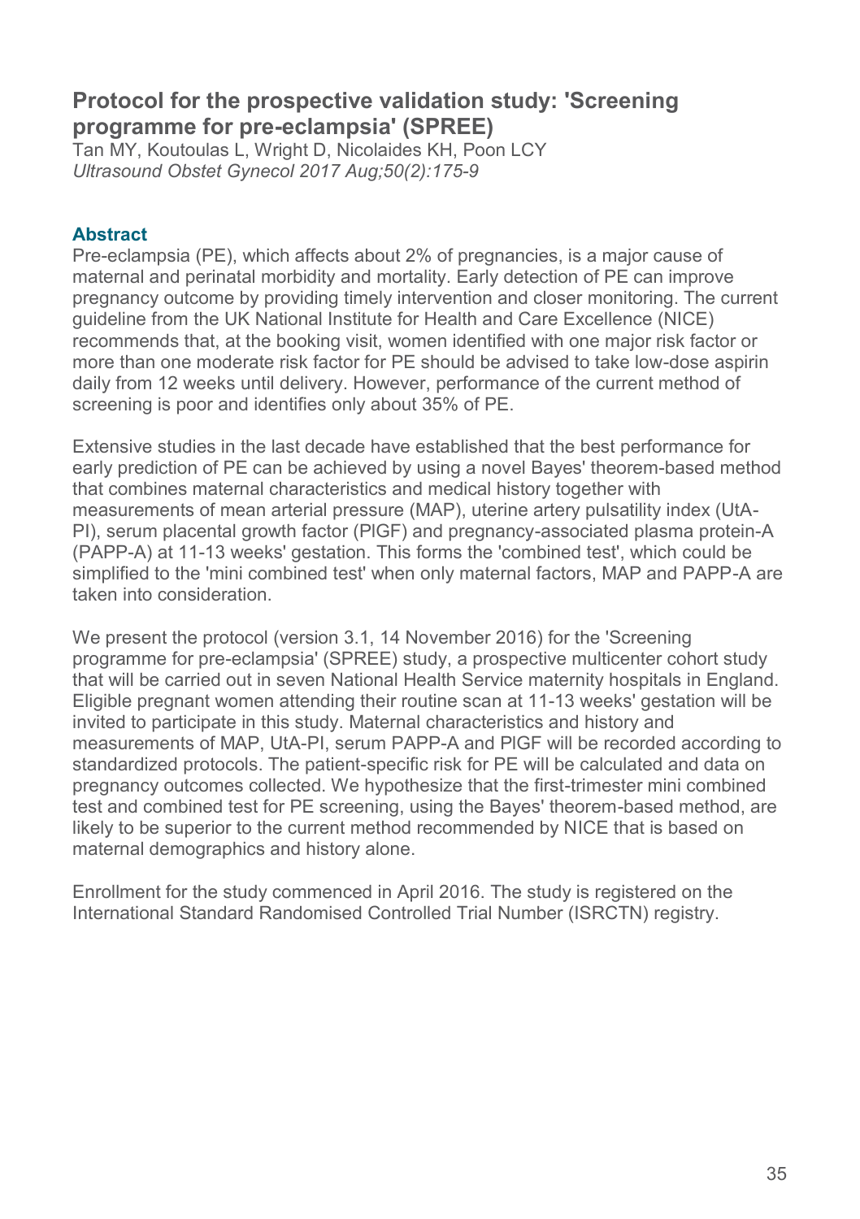## Protocol for the prospective validation study: 'Screening programme for pre-eclampsia' (SPREE)

Tan MY, Koutoulas L, Wright D, Nicolaides KH, Poon LCY
*Ultrasound Obstet Gynecol 2017 Aug;50(2):175-9*

### Abstract

Pre-eclampsia (PE), which affects about 2% of pregnancies, is a major cause of maternal and perinatal morbidity and mortality. Early detection of PE can improve pregnancy outcome by providing timely intervention and closer monitoring. The current guideline from the UK National Institute for Health and Care Excellence (NICE) recommends that, at the booking visit, women identified with one major risk factor or more than one moderate risk factor for PE should be advised to take low-dose aspirin daily from 12 weeks until delivery. However, performance of the current method of screening is poor and identifies only about 35% of PE.

Extensive studies in the last decade have established that the best performance for early prediction of PE can be achieved by using a novel Bayes' theorem-based method that combines maternal characteristics and medical history together with measurements of mean arterial pressure (MAP), uterine artery pulsatility index (UtA-PI), serum placental growth factor (PlGF) and pregnancy-associated plasma protein-A (PAPP-A) at 11-13 weeks' gestation. This forms the 'combined test', which could be simplified to the 'mini combined test' when only maternal factors, MAP and PAPP-A are taken into consideration.

We present the protocol (version 3.1, 14 November 2016) for the 'Screening programme for pre-eclampsia' (SPREE) study, a prospective multicenter cohort study that will be carried out in seven National Health Service maternity hospitals in England. Eligible pregnant women attending their routine scan at 11-13 weeks' gestation will be invited to participate in this study. Maternal characteristics and history and measurements of MAP, UtA-PI, serum PAPP-A and PlGF will be recorded according to standardized protocols. The patient-specific risk for PE will be calculated and data on pregnancy outcomes collected. We hypothesize that the first-trimester mini combined test and combined test for PE screening, using the Bayes' theorem-based method, are likely to be superior to the current method recommended by NICE that is based on maternal demographics and history alone.

Enrollment for the study commenced in April 2016. The study is registered on the International Standard Randomised Controlled Trial Number (ISRCTN) registry.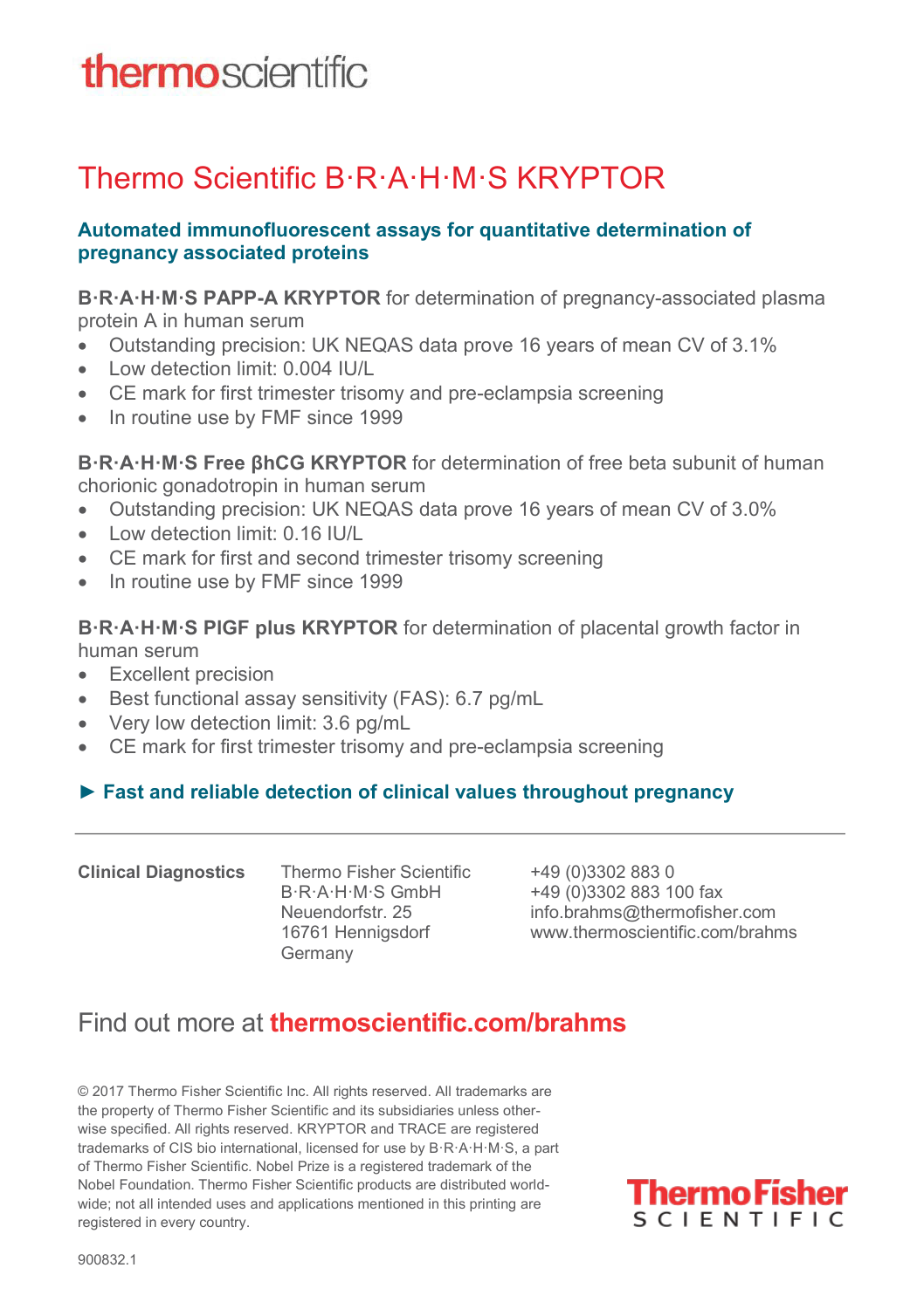thermoscientific

# Thermo Scientific B·R·A·H·M·S KRYPTOR

### Automated immunofluorescent assays for quantitative determination of pregnancy associated proteins

**B·R·A·H·M·S PAPP-A KRYPTOR** for determination of pregnancy-associated plasma protein A in human serum

- Outstanding precision: UK NEQAS data prove 16 years of mean CV of 3.1%
- Low detection limit: 0.004 IU/L
- CE mark for first trimester trisomy and pre-eclampsia screening
- In routine use by FMF since 1999

**B·R·A·H·M·S Free βhCG KRYPTOR** for determination of free beta subunit of human chorionic gonadotropin in human serum

- Outstanding precision: UK NEQAS data prove 16 years of mean CV of 3.0%
- Low detection limit: 0.16 IU/L
- CE mark for first and second trimester trisomy screening
- In routine use by FMF since 1999

**B·R·A·H·M·S PlGF plus KRYPTOR** for determination of placental growth factor in human serum

- Excellent precision
- Best functional assay sensitivity (FAS): 6.7 pg/mL
- Very low detection limit: 3.6 pg/mL
- CE mark for first trimester trisomy and pre-eclampsia screening

**► Fast and reliable detection of clinical values throughout pregnancy**

---

**Clinical Diagnostics**

Thermo Fisher Scientific
B·R·A·H·M·S GmbH
Neuendorfstr. 25
16761 Hennigsdorf
Germany

+49 (0)3302 883 0
+49 (0)3302 883 100 fax
info.brahms@thermofisher.com
www.thermoscientific.com/brahms

## Find out more at **thermoscientific.com/brahms**

© 2017 Thermo Fisher Scientific Inc. All rights reserved. All trademarks are the property of Thermo Fisher Scientific and its subsidiaries unless other-wise specified. All rights reserved. KRYPTOR and TRACE are registered trademarks of CIS bio international, licensed for use by B·R·A·H·M·S, a part of Thermo Fisher Scientific. Nobel Prize is a registered trademark of the Nobel Foundation. Thermo Fisher Scientific products are distributed world-wide; not all intended uses and applications mentioned in this printing are registered in every country.

ThermoFisher SCIENTIFIC

900832.1